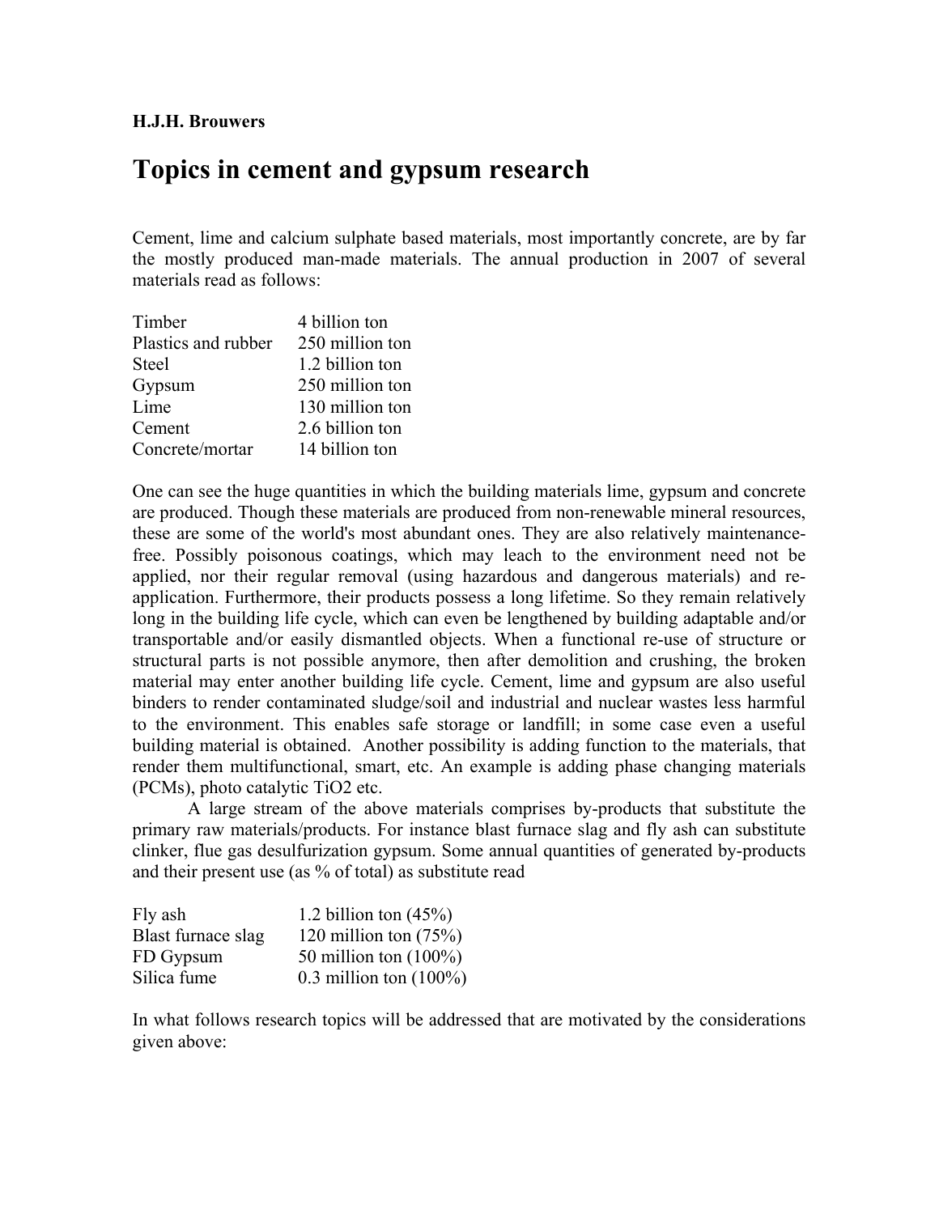**H.J.H. Brouwers**

# Topics in cement and gypsum research

Cement, lime and calcium sulphate based materials, most importantly concrete, are by far the mostly produced man-made materials. The annual production in 2007 of several materials read as follows:

| | |
|---|---|
| Timber | 4 billion ton |
| Plastics and rubber | 250 million ton |
| Steel | 1.2 billion ton |
| Gypsum | 250 million ton |
| Lime | 130 million ton |
| Cement | 2.6 billion ton |
| Concrete/mortar | 14 billion ton |

One can see the huge quantities in which the building materials lime, gypsum and concrete are produced. Though these materials are produced from non-renewable mineral resources, these are some of the world's most abundant ones. They are also relatively maintenance-free. Possibly poisonous coatings, which may leach to the environment need not be applied, nor their regular removal (using hazardous and dangerous materials) and re-application. Furthermore, their products possess a long lifetime. So they remain relatively long in the building life cycle, which can even be lengthened by building adaptable and/or transportable and/or easily dismantled objects. When a functional re-use of structure or structural parts is not possible anymore, then after demolition and crushing, the broken material may enter another building life cycle. Cement, lime and gypsum are also useful binders to render contaminated sludge/soil and industrial and nuclear wastes less harmful to the environment. This enables safe storage or landfill; in some case even a useful building material is obtained. Another possibility is adding function to the materials, that render them multifunctional, smart, etc. An example is adding phase changing materials (PCMs), photo catalytic $TiO_2$ etc.

A large stream of the above materials comprises by-products that substitute the primary raw materials/products. For instance blast furnace slag and fly ash can substitute clinker, flue gas desulfurization gypsum. Some annual quantities of generated by-products and their present use (as % of total) as substitute read

| | |
|---|---|
| Fly ash | 1.2 billion ton (45%) |
| Blast furnace slag | 120 million ton (75%) |
| FD Gypsum | 50 million ton (100%) |
| Silica fume | 0.3 million ton (100%) |

In what follows research topics will be addressed that are motivated by the considerations given above: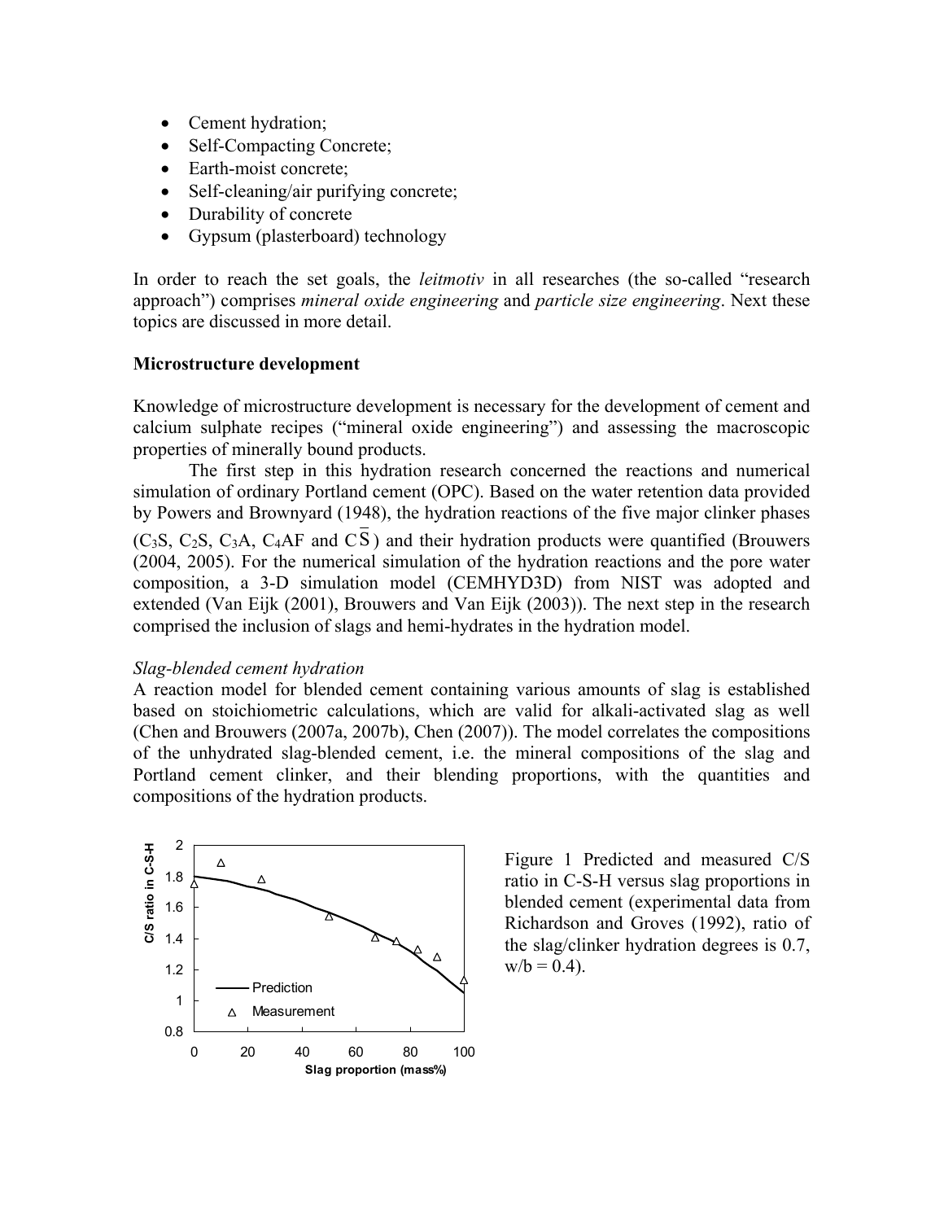- Cement hydration;
- Self-Compacting Concrete;
- Earth-moist concrete;
- Self-cleaning/air purifying concrete;
- Durability of concrete
- Gypsum (plasterboard) technology

In order to reach the set goals, the *leitmotiv* in all researches (the so-called "research approach") comprises *mineral oxide engineering* and *particle size engineering*. Next these topics are discussed in more detail.

**Microstructure development**

Knowledge of microstructure development is necessary for the development of cement and calcium sulphate recipes ("mineral oxide engineering") and assessing the macroscopic properties of minerally bound products.

The first step in this hydration research concerned the reactions and numerical simulation of ordinary Portland cement (OPC). Based on the water retention data provided by Powers and Brownyard (1948), the hydration reactions of the five major clinker phases ($C_3S$, $C_2S$, $C_3A$, $C_4AF$ and $C\overline{S}$) and their hydration products were quantified (Brouwers (2004, 2005). For the numerical simulation of the hydration reactions and the pore water composition, a 3-D simulation model (CEMHYD3D) from NIST was adopted and extended (Van Eijk (2001), Brouwers and Van Eijk (2003)). The next step in the research comprised the inclusion of slags and hemi-hydrates in the hydration model.

*Slag-blended cement hydration*

A reaction model for blended cement containing various amounts of slag is established based on stoichiometric calculations, which are valid for alkali-activated slag as well (Chen and Brouwers (2007a, 2007b), Chen (2007)). The model correlates the compositions of the unhydrated slag-blended cement, i.e. the mineral compositions of the slag and Portland cement clinker, and their blending proportions, with the quantities and compositions of the hydration products.

Figure 1 Predicted and measured C/S ratio in C-S-H versus slag proportions in blended cement (experimental data from Richardson and Groves (1992), ratio of the slag/clinker hydration degrees is 0.7, w/b = 0.4).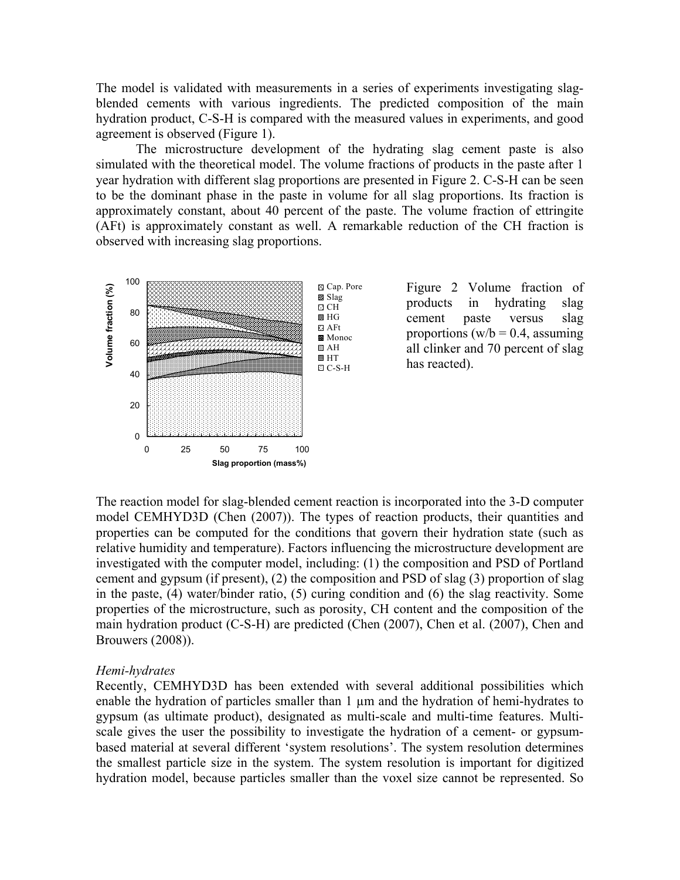The model is validated with measurements in a series of experiments investigating slag-blended cements with various ingredients. The predicted composition of the main hydration product, C-S-H is compared with the measured values in experiments, and good agreement is observed (Figure 1).

The microstructure development of the hydrating slag cement paste is also simulated with the theoretical model. The volume fractions of products in the paste after 1 year hydration with different slag proportions are presented in Figure 2. C-S-H can be seen to be the dominant phase in the paste in volume for all slag proportions. Its fraction is approximately constant, about 40 percent of the paste. The volume fraction of ettringite (AFt) is approximately constant as well. A remarkable reduction of the CH fraction is observed with increasing slag proportions.

Figure 2 Volume fraction of products in hydrating slag cement paste versus slag proportions (w/b = 0.4, assuming all clinker and 70 percent of slag has reacted).

The reaction model for slag-blended cement reaction is incorporated into the 3-D computer model CEMHYD3D (Chen (2007)). The types of reaction products, their quantities and properties can be computed for the conditions that govern their hydration state (such as relative humidity and temperature). Factors influencing the microstructure development are investigated with the computer model, including: (1) the composition and PSD of Portland cement and gypsum (if present), (2) the composition and PSD of slag (3) proportion of slag in the paste, (4) water/binder ratio, (5) curing condition and (6) the slag reactivity. Some properties of the microstructure, such as porosity, CH content and the composition of the main hydration product (C-S-H) are predicted (Chen (2007), Chen et al. (2007), Chen and Brouwers (2008)).

*Hemi-hydrates*

Recently, CEMHYD3D has been extended with several additional possibilities which enable the hydration of particles smaller than 1 μm and the hydration of hemi-hydrates to gypsum (as ultimate product), designated as multi-scale and multi-time features. Multi-scale gives the user the possibility to investigate the hydration of a cement- or gypsum-based material at several different 'system resolutions'. The system resolution determines the smallest particle size in the system. The system resolution is important for digitized hydration model, because particles smaller than the voxel size cannot be represented. So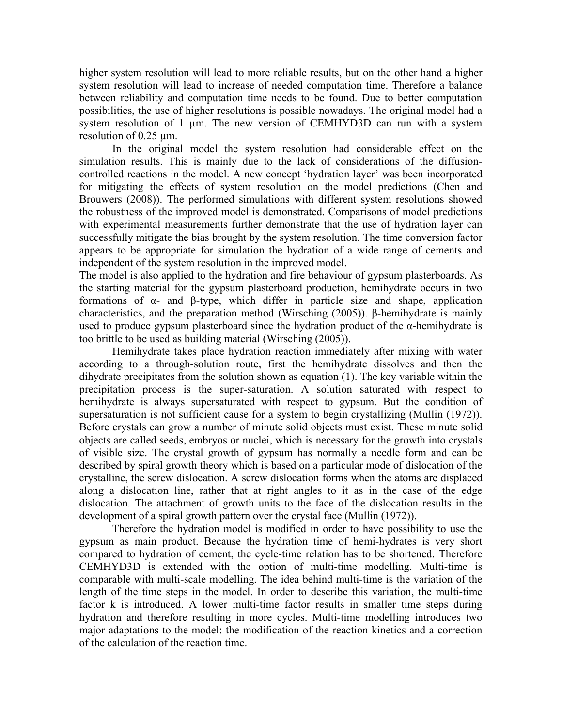higher system resolution will lead to more reliable results, but on the other hand a higher system resolution will lead to increase of needed computation time. Therefore a balance between reliability and computation time needs to be found. Due to better computation possibilities, the use of higher resolutions is possible nowadays. The original model had a system resolution of 1 μm. The new version of CEMHYD3D can run with a system resolution of 0.25 μm.

In the original model the system resolution had considerable effect on the simulation results. This is mainly due to the lack of considerations of the diffusion-controlled reactions in the model. A new concept 'hydration layer' was been incorporated for mitigating the effects of system resolution on the model predictions (Chen and Brouwers (2008)). The performed simulations with different system resolutions showed the robustness of the improved model is demonstrated. Comparisons of model predictions with experimental measurements further demonstrate that the use of hydration layer can successfully mitigate the bias brought by the system resolution. The time conversion factor appears to be appropriate for simulation the hydration of a wide range of cements and independent of the system resolution in the improved model.

The model is also applied to the hydration and fire behaviour of gypsum plasterboards. As the starting material for the gypsum plasterboard production, hemihydrate occurs in two formations of α- and β-type, which differ in particle size and shape, application characteristics, and the preparation method (Wirsching (2005)). β-hemihydrate is mainly used to produce gypsum plasterboard since the hydration product of the α-hemihydrate is too brittle to be used as building material (Wirsching (2005)).

Hemihydrate takes place hydration reaction immediately after mixing with water according to a through-solution route, first the hemihydrate dissolves and then the dihydrate precipitates from the solution shown as equation (1). The key variable within the precipitation process is the super-saturation. A solution saturated with respect to hemihydrate is always supersaturated with respect to gypsum. But the condition of supersaturation is not sufficient cause for a system to begin crystallizing (Mullin (1972)). Before crystals can grow a number of minute solid objects must exist. These minute solid objects are called seeds, embryos or nuclei, which is necessary for the growth into crystals of visible size. The crystal growth of gypsum has normally a needle form and can be described by spiral growth theory which is based on a particular mode of dislocation of the crystalline, the screw dislocation. A screw dislocation forms when the atoms are displaced along a dislocation line, rather that at right angles to it as in the case of the edge dislocation. The attachment of growth units to the face of the dislocation results in the development of a spiral growth pattern over the crystal face (Mullin (1972)).

Therefore the hydration model is modified in order to have possibility to use the gypsum as main product. Because the hydration time of hemi-hydrates is very short compared to hydration of cement, the cycle-time relation has to be shortened. Therefore CEMHYD3D is extended with the option of multi-time modelling. Multi-time is comparable with multi-scale modelling. The idea behind multi-time is the variation of the length of the time steps in the model. In order to describe this variation, the multi-time factor k is introduced. A lower multi-time factor results in smaller time steps during hydration and therefore resulting in more cycles. Multi-time modelling introduces two major adaptations to the model: the modification of the reaction kinetics and a correction of the calculation of the reaction time.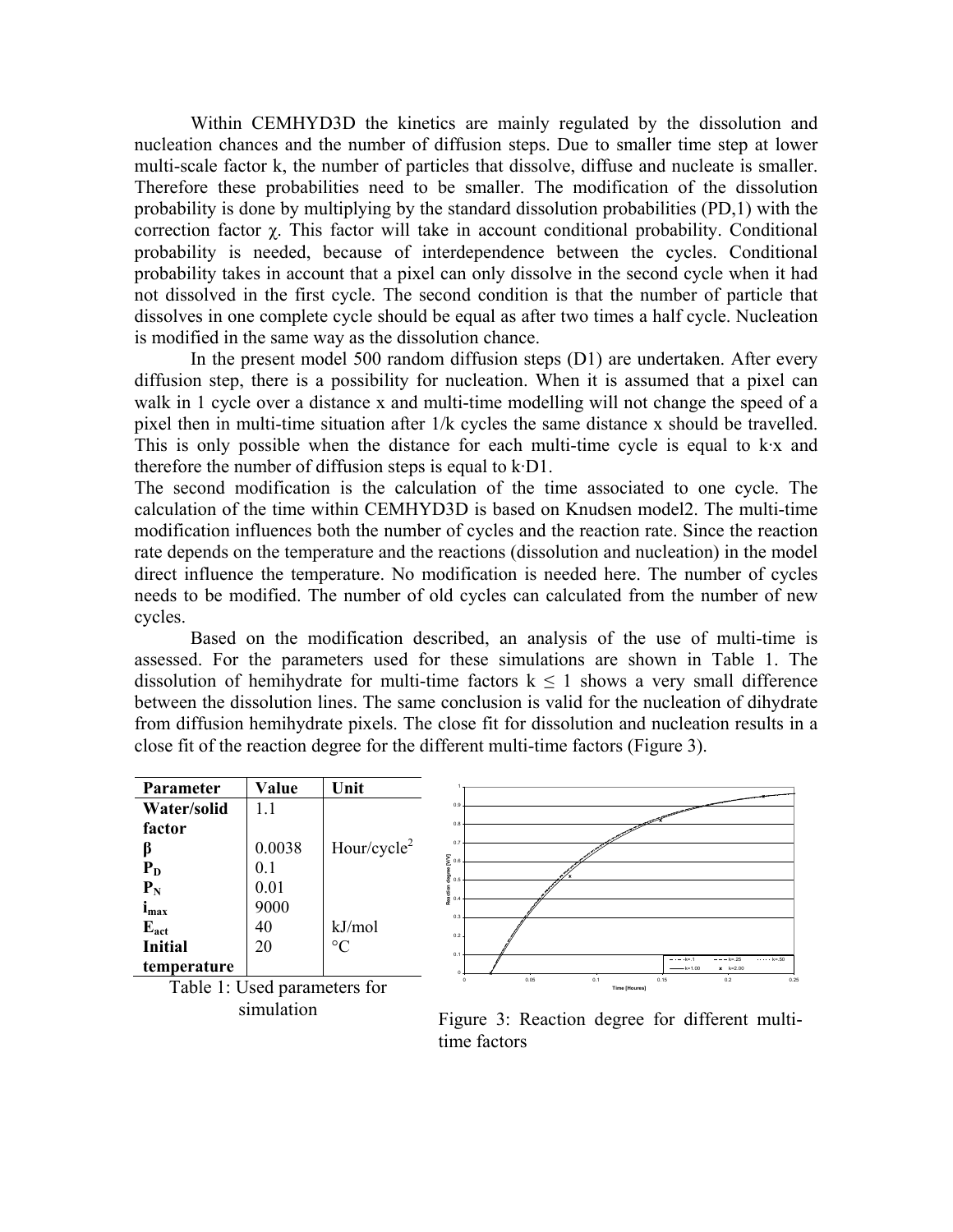Within CEMHYD3D the kinetics are mainly regulated by the dissolution and nucleation chances and the number of diffusion steps. Due to smaller time step at lower multi-scale factor k, the number of particles that dissolve, diffuse and nucleate is smaller. Therefore these probabilities need to be smaller. The modification of the dissolution probability is done by multiplying by the standard dissolution probabilities (PD,1) with the correction factor $\chi$. This factor will take in account conditional probability. Conditional probability is needed, because of interdependence between the cycles. Conditional probability takes in account that a pixel can only dissolve in the second cycle when it had not dissolved in the first cycle. The second condition is that the number of particle that dissolves in one complete cycle should be equal as after two times a half cycle. Nucleation is modified in the same way as the dissolution chance.

In the present model 500 random diffusion steps (D1) are undertaken. After every diffusion step, there is a possibility for nucleation. When it is assumed that a pixel can walk in 1 cycle over a distance x and multi-time modelling will not change the speed of a pixel then in multi-time situation after 1/k cycles the same distance x should be travelled. This is only possible when the distance for each multi-time cycle is equal to $k \cdot x$ and therefore the number of diffusion steps is equal to $k \cdot D1$.

The second modification is the calculation of the time associated to one cycle. The calculation of the time within CEMHYD3D is based on Knudsen model2. The multi-time modification influences both the number of cycles and the reaction rate. Since the reaction rate depends on the temperature and the reactions (dissolution and nucleation) in the model direct influence the temperature. No modification is needed here. The number of cycles needs to be modified. The number of old cycles can calculated from the number of new cycles.

Based on the modification described, an analysis of the use of multi-time is assessed. For the parameters used for these simulations are shown in Table 1. The dissolution of hemihydrate for multi-time factors $k \leq 1$ shows a very small difference between the dissolution lines. The same conclusion is valid for the nucleation of dihydrate from diffusion hemihydrate pixels. The close fit for dissolution and nucleation results in a close fit of the reaction degree for the different multi-time factors (Figure 3).

| Parameter | Value | Unit |
|---|---|---|
| Water/solid factor | 1.1 | |
| $\beta$ | 0.0038 | Hour/cycle$^2$ |
| $P_D$ | 0.1 | |
| $P_N$ | 0.01 | |
| $i_{max}$ | 9000 | |
| $E_{act}$ | 40 | kJ/mol |
| Initial temperature | 20 | °C |

Table 1: Used parameters for simulation

Figure 3: Reaction degree for different multi-time factors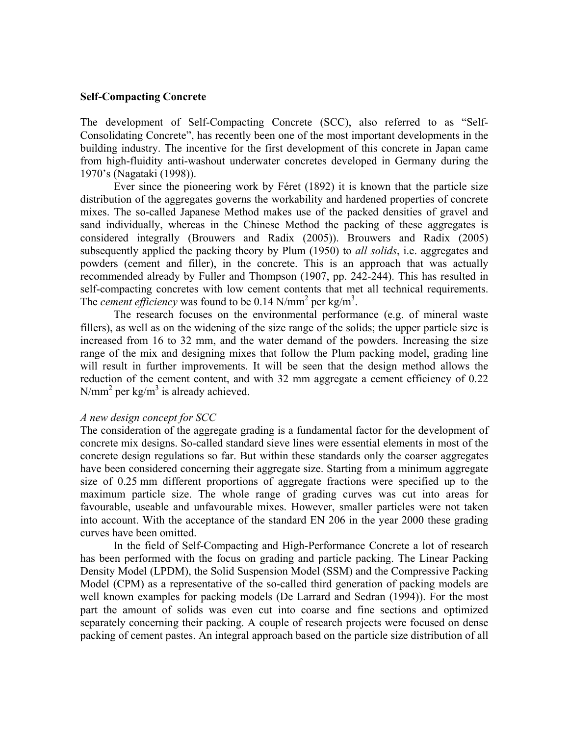**Self-Compacting Concrete**

The development of Self-Compacting Concrete (SCC), also referred to as "Self-Consolidating Concrete", has recently been one of the most important developments in the building industry. The incentive for the first development of this concrete in Japan came from high-fluidity anti-washout underwater concretes developed in Germany during the 1970's (Nagataki (1998)).

Ever since the pioneering work by Féret (1892) it is known that the particle size distribution of the aggregates governs the workability and hardened properties of concrete mixes. The so-called Japanese Method makes use of the packed densities of gravel and sand individually, whereas in the Chinese Method the packing of these aggregates is considered integrally (Brouwers and Radix (2005)). Brouwers and Radix (2005) subsequently applied the packing theory by Plum (1950) to *all solids*, i.e. aggregates and powders (cement and filler), in the concrete. This is an approach that was actually recommended already by Fuller and Thompson (1907, pp. 242-244). This has resulted in self-compacting concretes with low cement contents that met all technical requirements. The *cement efficiency* was found to be 0.14 $N/mm^2$ per $kg/m^3$.

The research focuses on the environmental performance (e.g. of mineral waste fillers), as well as on the widening of the size range of the solids; the upper particle size is increased from 16 to 32 mm, and the water demand of the powders. Increasing the size range of the mix and designing mixes that follow the Plum packing model, grading line will result in further improvements. It will be seen that the design method allows the reduction of the cement content, and with 32 mm aggregate a cement efficiency of 0.22 $N/mm^2$ per $kg/m^3$ is already achieved.

*A new design concept for SCC*

The consideration of the aggregate grading is a fundamental factor for the development of concrete mix designs. So-called standard sieve lines were essential elements in most of the concrete design regulations so far. But within these standards only the coarser aggregates have been considered concerning their aggregate size. Starting from a minimum aggregate size of 0.25 mm different proportions of aggregate fractions were specified up to the maximum particle size. The whole range of grading curves was cut into areas for favourable, useable and unfavourable mixes. However, smaller particles were not taken into account. With the acceptance of the standard EN 206 in the year 2000 these grading curves have been omitted.

In the field of Self-Compacting and High-Performance Concrete a lot of research has been performed with the focus on grading and particle packing. The Linear Packing Density Model (LPDM), the Solid Suspension Model (SSM) and the Compressive Packing Model (CPM) as a representative of the so-called third generation of packing models are well known examples for packing models (De Larrard and Sedran (1994)). For the most part the amount of solids was even cut into coarse and fine sections and optimized separately concerning their packing. A couple of research projects were focused on dense packing of cement pastes. An integral approach based on the particle size distribution of all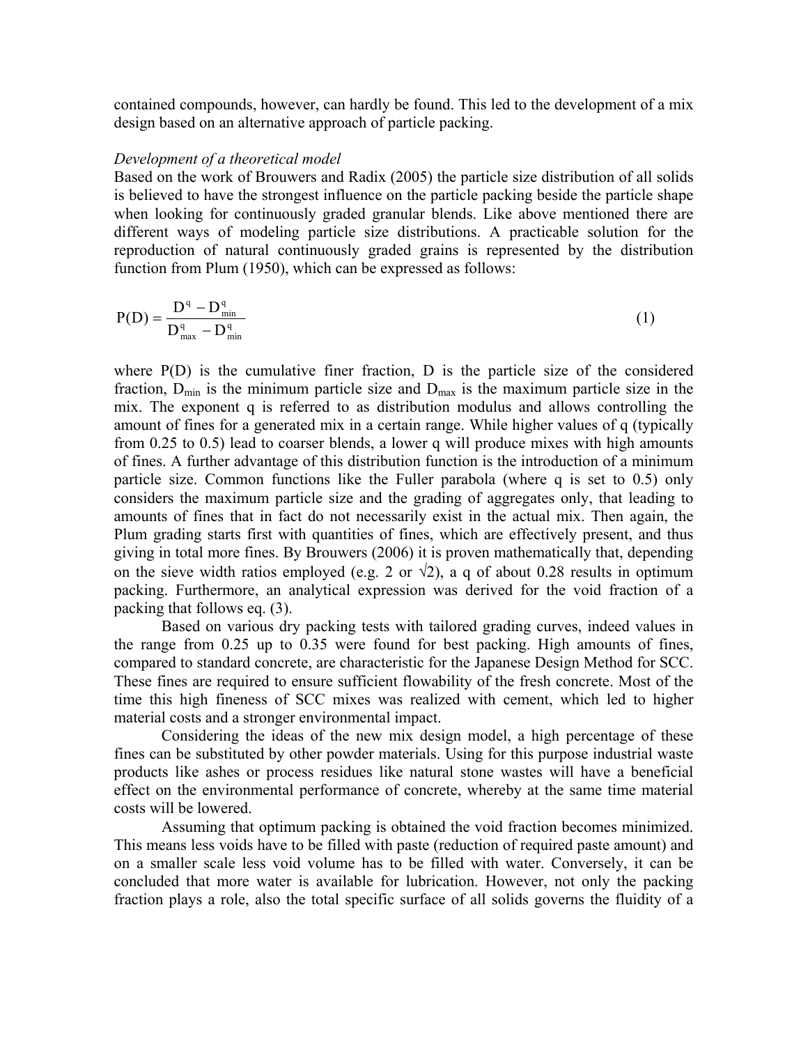contained compounds, however, can hardly be found. This led to the development of a mix design based on an alternative approach of particle packing.

*Development of a theoretical model*

Based on the work of Brouwers and Radix (2005) the particle size distribution of all solids is believed to have the strongest influence on the particle packing beside the particle shape when looking for continuously graded granular blends. Like above mentioned there are different ways of modeling particle size distributions. A practicable solution for the reproduction of natural continuously graded grains is represented by the distribution function from Plum (1950), which can be expressed as follows:

$$P(D) = \frac{D^q - D_{min}^q}{D_{max}^q - D_{min}^q} \tag{1}$$

where P(D) is the cumulative finer fraction, D is the particle size of the considered fraction, $D_{min}$ is the minimum particle size and $D_{max}$ is the maximum particle size in the mix. The exponent q is referred to as distribution modulus and allows controlling the amount of fines for a generated mix in a certain range. While higher values of q (typically from 0.25 to 0.5) lead to coarser blends, a lower q will produce mixes with high amounts of fines. A further advantage of this distribution function is the introduction of a minimum particle size. Common functions like the Fuller parabola (where q is set to 0.5) only considers the maximum particle size and the grading of aggregates only, that leading to amounts of fines that in fact do not necessarily exist in the actual mix. Then again, the Plum grading starts first with quantities of fines, which are effectively present, and thus giving in total more fines. By Brouwers (2006) it is proven mathematically that, depending on the sieve width ratios employed (e.g. 2 or $\sqrt{2}$), a q of about 0.28 results in optimum packing. Furthermore, an analytical expression was derived for the void fraction of a packing that follows eq. (3).

Based on various dry packing tests with tailored grading curves, indeed values in the range from 0.25 up to 0.35 were found for best packing. High amounts of fines, compared to standard concrete, are characteristic for the Japanese Design Method for SCC. These fines are required to ensure sufficient flowability of the fresh concrete. Most of the time this high fineness of SCC mixes was realized with cement, which led to higher material costs and a stronger environmental impact.

Considering the ideas of the new mix design model, a high percentage of these fines can be substituted by other powder materials. Using for this purpose industrial waste products like ashes or process residues like natural stone wastes will have a beneficial effect on the environmental performance of concrete, whereby at the same time material costs will be lowered.

Assuming that optimum packing is obtained the void fraction becomes minimized. This means less voids have to be filled with paste (reduction of required paste amount) and on a smaller scale less void volume has to be filled with water. Conversely, it can be concluded that more water is available for lubrication. However, not only the packing fraction plays a role, also the total specific surface of all solids governs the fluidity of a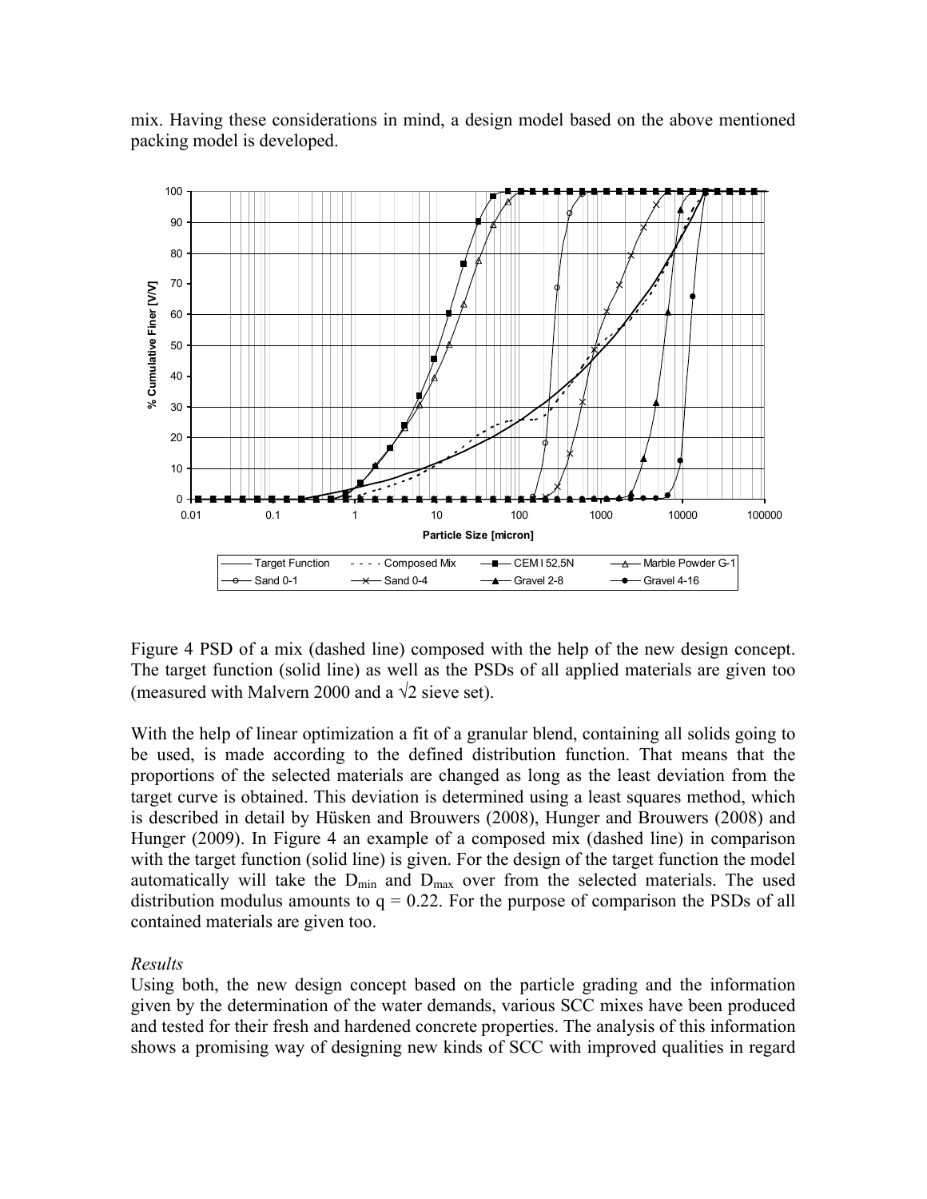mix. Having these considerations in mind, a design model based on the above mentioned packing model is developed.

Figure 4 PSD of a mix (dashed line) composed with the help of the new design concept. The target function (solid line) as well as the PSDs of all applied materials are given too (measured with Malvern 2000 and a √2 sieve set).

With the help of linear optimization a fit of a granular blend, containing all solids going to be used, is made according to the defined distribution function. That means that the proportions of the selected materials are changed as long as the least deviation from the target curve is obtained. This deviation is determined using a least squares method, which is described in detail by Hüsken and Brouwers (2008), Hunger and Brouwers (2008) and Hunger (2009). In Figure 4 an example of a composed mix (dashed line) in comparison with the target function (solid line) is given. For the design of the target function the model automatically will take the $D_{min}$ and $D_{max}$ over from the selected materials. The used distribution modulus amounts to $q = 0.22$. For the purpose of comparison the PSDs of all contained materials are given too.

*Results*

Using both, the new design concept based on the particle grading and the information given by the determination of the water demands, various SCC mixes have been produced and tested for their fresh and hardened concrete properties. The analysis of this information shows a promising way of designing new kinds of SCC with improved qualities in regard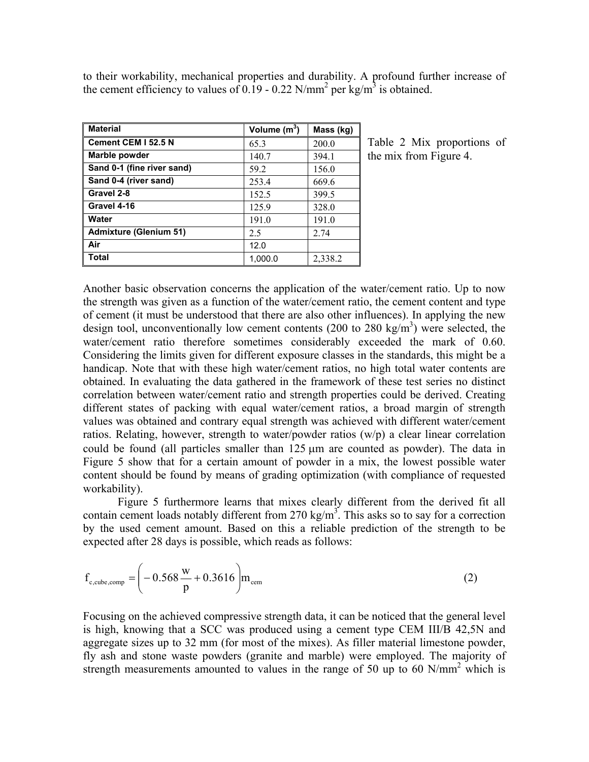to their workability, mechanical properties and durability. A profound further increase of the cement efficiency to values of 0.19 - 0.22 N/mm$^2$ per kg/m$^3$ is obtained.

| Material | Volume (m$^3$) | Mass (kg) |
|---|---|---|
| Cement CEM I 52.5 N | 65.3 | 200.0 |
| Marble powder | 140.7 | 394.1 |
| Sand 0-1 (fine river sand) | 59.2 | 156.0 |
| Sand 0-4 (river sand) | 253.4 | 669.6 |
| Gravel 2-8 | 152.5 | 399.5 |
| Gravel 4-16 | 125.9 | 328.0 |
| Water | 191.0 | 191.0 |
| Admixture (Glenium 51) | 2.5 | 2.74 |
| Air | 12.0 | |
| Total | 1,000.0 | 2,338.2 |

Table 2 Mix proportions of the mix from Figure 4.

Another basic observation concerns the application of the water/cement ratio. Up to now the strength was given as a function of the water/cement ratio, the cement content and type of cement (it must be understood that there are also other influences). In applying the new design tool, unconventionally low cement contents (200 to 280 kg/m$^3$) were selected, the water/cement ratio therefore sometimes considerably exceeded the mark of 0.60. Considering the limits given for different exposure classes in the standards, this might be a handicap. Note that with these high water/cement ratios, no high total water contents are obtained. In evaluating the data gathered in the framework of these test series no distinct correlation between water/cement ratio and strength properties could be derived. Creating different states of packing with equal water/cement ratios, a broad margin of strength values was obtained and contrary equal strength was achieved with different water/cement ratios. Relating, however, strength to water/powder ratios (w/p) a clear linear correlation could be found (all particles smaller than 125 μm are counted as powder). The data in Figure 5 show that for a certain amount of powder in a mix, the lowest possible water content should be found by means of grading optimization (with compliance of requested workability).

Figure 5 furthermore learns that mixes clearly different from the derived fit all contain cement loads notably different from 270 kg/m$^3$. This asks so to say for a correction by the used cement amount. Based on this a reliable prediction of the strength to be expected after 28 days is possible, which reads as follows:

$$f_{c,cube,comp} = \left( -0.568 \frac{w}{p} + 0.3616 \right) m_{cem} \tag{2}$$

Focusing on the achieved compressive strength data, it can be noticed that the general level is high, knowing that a SCC was produced using a cement type CEM III/B 42,5N and aggregate sizes up to 32 mm (for most of the mixes). As filler material limestone powder, fly ash and stone waste powders (granite and marble) were employed. The majority of strength measurements amounted to values in the range of 50 up to 60 N/mm$^2$ which is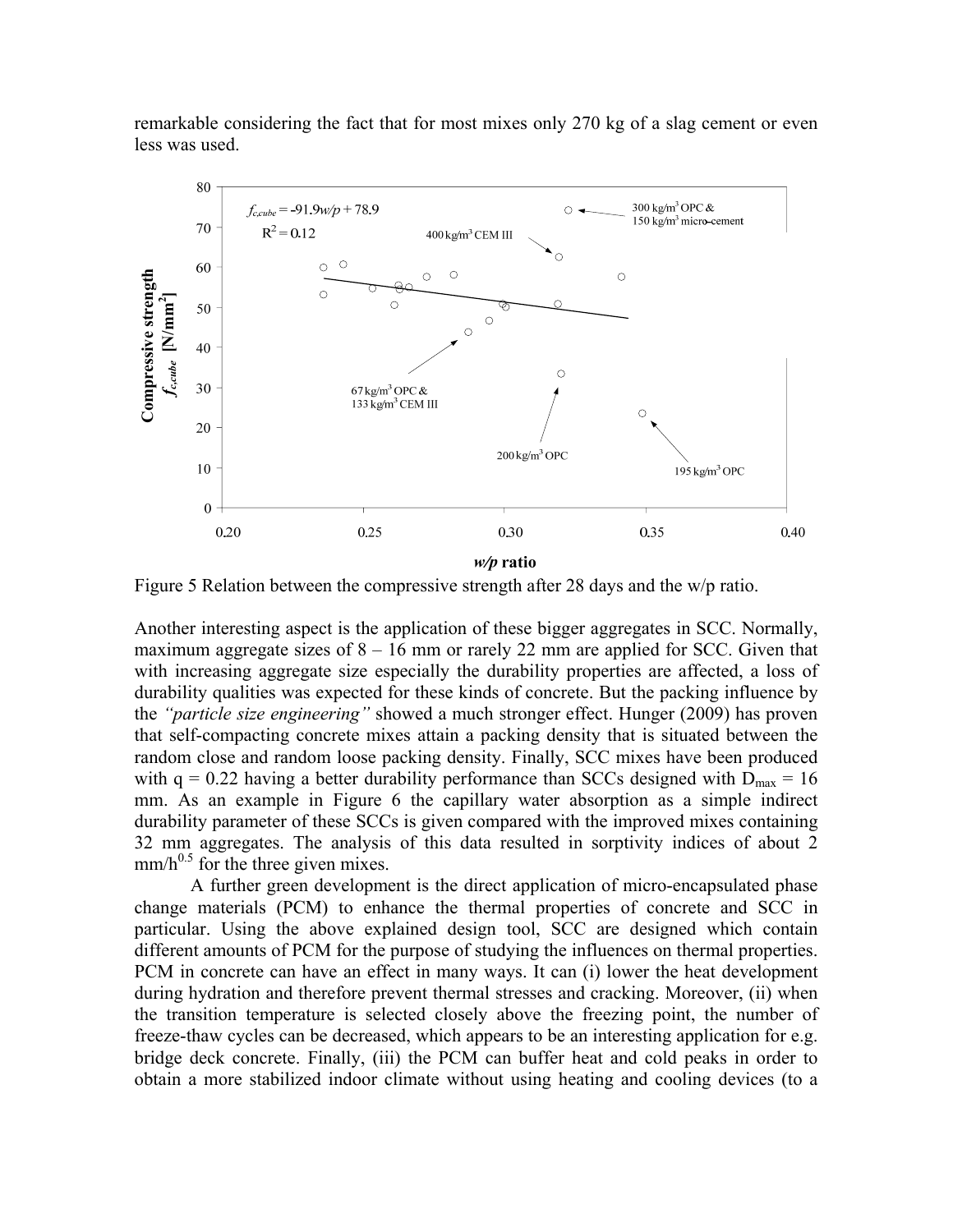remarkable considering the fact that for most mixes only 270 kg of a slag cement or even less was used.

Figure 5 Relation between the compressive strength after 28 days and the w/p ratio.

Another interesting aspect is the application of these bigger aggregates in SCC. Normally, maximum aggregate sizes of 8 – 16 mm or rarely 22 mm are applied for SCC. Given that with increasing aggregate size especially the durability properties are affected, a loss of durability qualities was expected for these kinds of concrete. But the packing influence by the *"particle size engineering"* showed a much stronger effect. Hunger (2009) has proven that self-compacting concrete mixes attain a packing density that is situated between the random close and random loose packing density. Finally, SCC mixes have been produced with q = 0.22 having a better durability performance than SCCs designed with $D_{max}$ = 16 mm. As an example in Figure 6 the capillary water absorption as a simple indirect durability parameter of these SCCs is given compared with the improved mixes containing 32 mm aggregates. The analysis of this data resulted in sorptivity indices of about 2 mm/$h^{0.5}$ for the three given mixes.

A further green development is the direct application of micro-encapsulated phase change materials (PCM) to enhance the thermal properties of concrete and SCC in particular. Using the above explained design tool, SCC are designed which contain different amounts of PCM for the purpose of studying the influences on thermal properties. PCM in concrete can have an effect in many ways. It can (i) lower the heat development during hydration and therefore prevent thermal stresses and cracking. Moreover, (ii) when the transition temperature is selected closely above the freezing point, the number of freeze-thaw cycles can be decreased, which appears to be an interesting application for e.g. bridge deck concrete. Finally, (iii) the PCM can buffer heat and cold peaks in order to obtain a more stabilized indoor climate without using heating and cooling devices (to a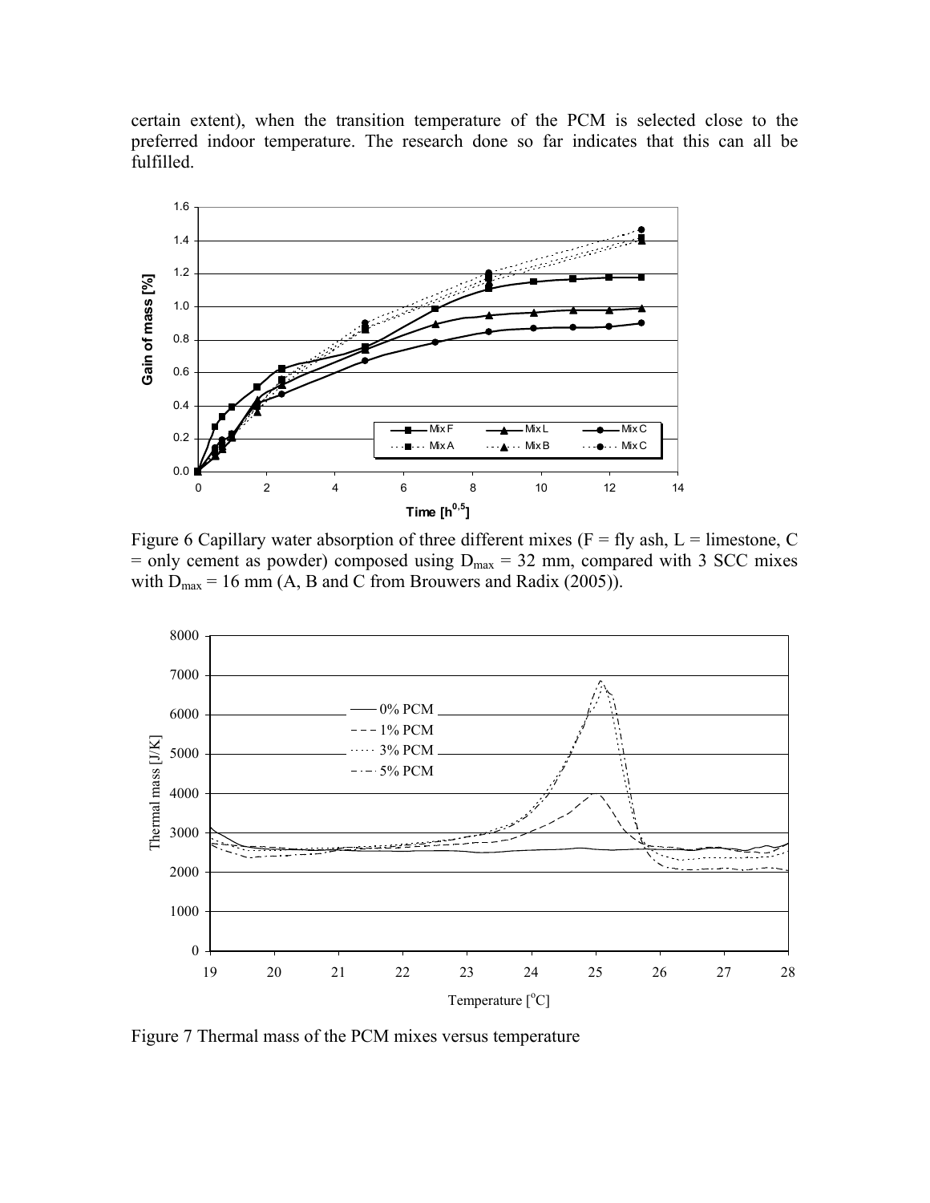certain extent), when the transition temperature of the PCM is selected close to the preferred indoor temperature. The research done so far indicates that this can all be fulfilled.

Figure 6 Capillary water absorption of three different mixes (F = fly ash, L = limestone, C = only cement as powder) composed using $D_{max}$ = 32 mm, compared with 3 SCC mixes with $D_{max}$ = 16 mm (A, B and C from Brouwers and Radix (2005)).

Figure 7 Thermal mass of the PCM mixes versus temperature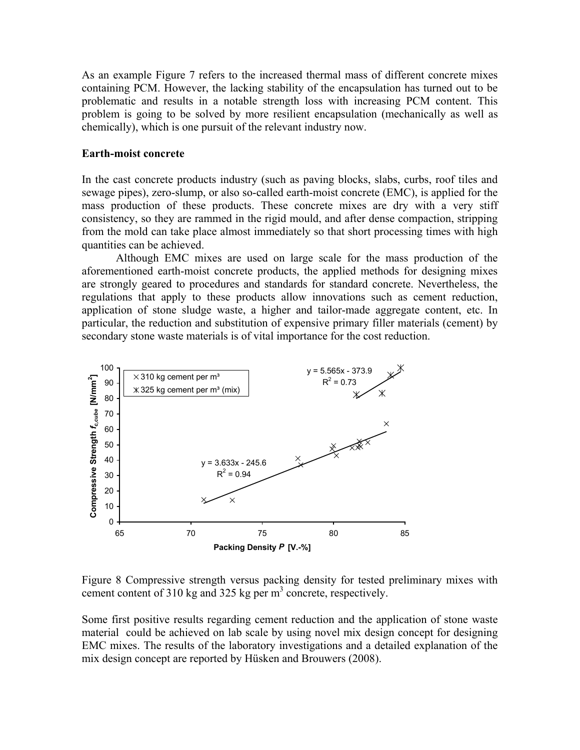As an example Figure 7 refers to the increased thermal mass of different concrete mixes containing PCM. However, the lacking stability of the encapsulation has turned out to be problematic and results in a notable strength loss with increasing PCM content. This problem is going to be solved by more resilient encapsulation (mechanically as well as chemically), which is one pursuit of the relevant industry now.

**Earth-moist concrete**

In the cast concrete products industry (such as paving blocks, slabs, curbs, roof tiles and sewage pipes), zero-slump, or also so-called earth-moist concrete (EMC), is applied for the mass production of these products. These concrete mixes are dry with a very stiff consistency, so they are rammed in the rigid mould, and after dense compaction, stripping from the mold can take place almost immediately so that short processing times with high quantities can be achieved.

Although EMC mixes are used on large scale for the mass production of the aforementioned earth-moist concrete products, the applied methods for designing mixes are strongly geared to procedures and standards for standard concrete. Nevertheless, the regulations that apply to these products allow innovations such as cement reduction, application of stone sludge waste, a higher and tailor-made aggregate content, etc. In particular, the reduction and substitution of expensive primary filler materials (cement) by secondary stone waste materials is of vital importance for the cost reduction.

Figure 8 Compressive strength versus packing density for tested preliminary mixes with cement content of 310 kg and 325 kg per $m^3$ concrete, respectively.

Some first positive results regarding cement reduction and the application of stone waste material could be achieved on lab scale by using novel mix design concept for designing EMC mixes. The results of the laboratory investigations and a detailed explanation of the mix design concept are reported by Hüsken and Brouwers (2008).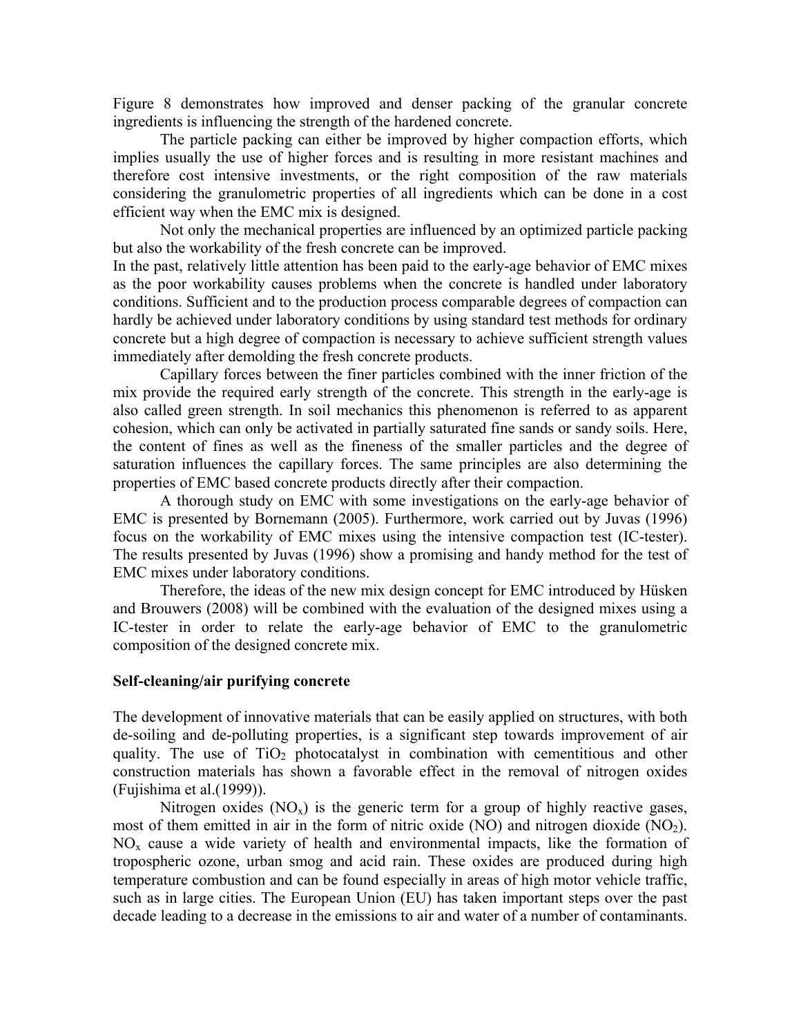Figure 8 demonstrates how improved and denser packing of the granular concrete ingredients is influencing the strength of the hardened concrete.

The particle packing can either be improved by higher compaction efforts, which implies usually the use of higher forces and is resulting in more resistant machines and therefore cost intensive investments, or the right composition of the raw materials considering the granulometric properties of all ingredients which can be done in a cost efficient way when the EMC mix is designed.

Not only the mechanical properties are influenced by an optimized particle packing but also the workability of the fresh concrete can be improved.

In the past, relatively little attention has been paid to the early-age behavior of EMC mixes as the poor workability causes problems when the concrete is handled under laboratory conditions. Sufficient and to the production process comparable degrees of compaction can hardly be achieved under laboratory conditions by using standard test methods for ordinary concrete but a high degree of compaction is necessary to achieve sufficient strength values immediately after demolding the fresh concrete products.

Capillary forces between the finer particles combined with the inner friction of the mix provide the required early strength of the concrete. This strength in the early-age is also called green strength. In soil mechanics this phenomenon is referred to as apparent cohesion, which can only be activated in partially saturated fine sands or sandy soils. Here, the content of fines as well as the fineness of the smaller particles and the degree of saturation influences the capillary forces. The same principles are also determining the properties of EMC based concrete products directly after their compaction.

A thorough study on EMC with some investigations on the early-age behavior of EMC is presented by Bornemann (2005). Furthermore, work carried out by Juvas (1996) focus on the workability of EMC mixes using the intensive compaction test (IC-tester). The results presented by Juvas (1996) show a promising and handy method for the test of EMC mixes under laboratory conditions.

Therefore, the ideas of the new mix design concept for EMC introduced by Hüsken and Brouwers (2008) will be combined with the evaluation of the designed mixes using a IC-tester in order to relate the early-age behavior of EMC to the granulometric composition of the designed concrete mix.

**Self-cleaning/air purifying concrete**

The development of innovative materials that can be easily applied on structures, with both de-soiling and de-polluting properties, is a significant step towards improvement of air quality. The use of $TiO_2$ photocatalyst in combination with cementitious and other construction materials has shown a favorable effect in the removal of nitrogen oxides (Fujishima et al.(1999)).

Nitrogen oxides ($NO_x$) is the generic term for a group of highly reactive gases, most of them emitted in air in the form of nitric oxide (NO) and nitrogen dioxide ($NO_2$). $NO_x$ cause a wide variety of health and environmental impacts, like the formation of tropospheric ozone, urban smog and acid rain. These oxides are produced during high temperature combustion and can be found especially in areas of high motor vehicle traffic, such as in large cities. The European Union (EU) has taken important steps over the past decade leading to a decrease in the emissions to air and water of a number of contaminants.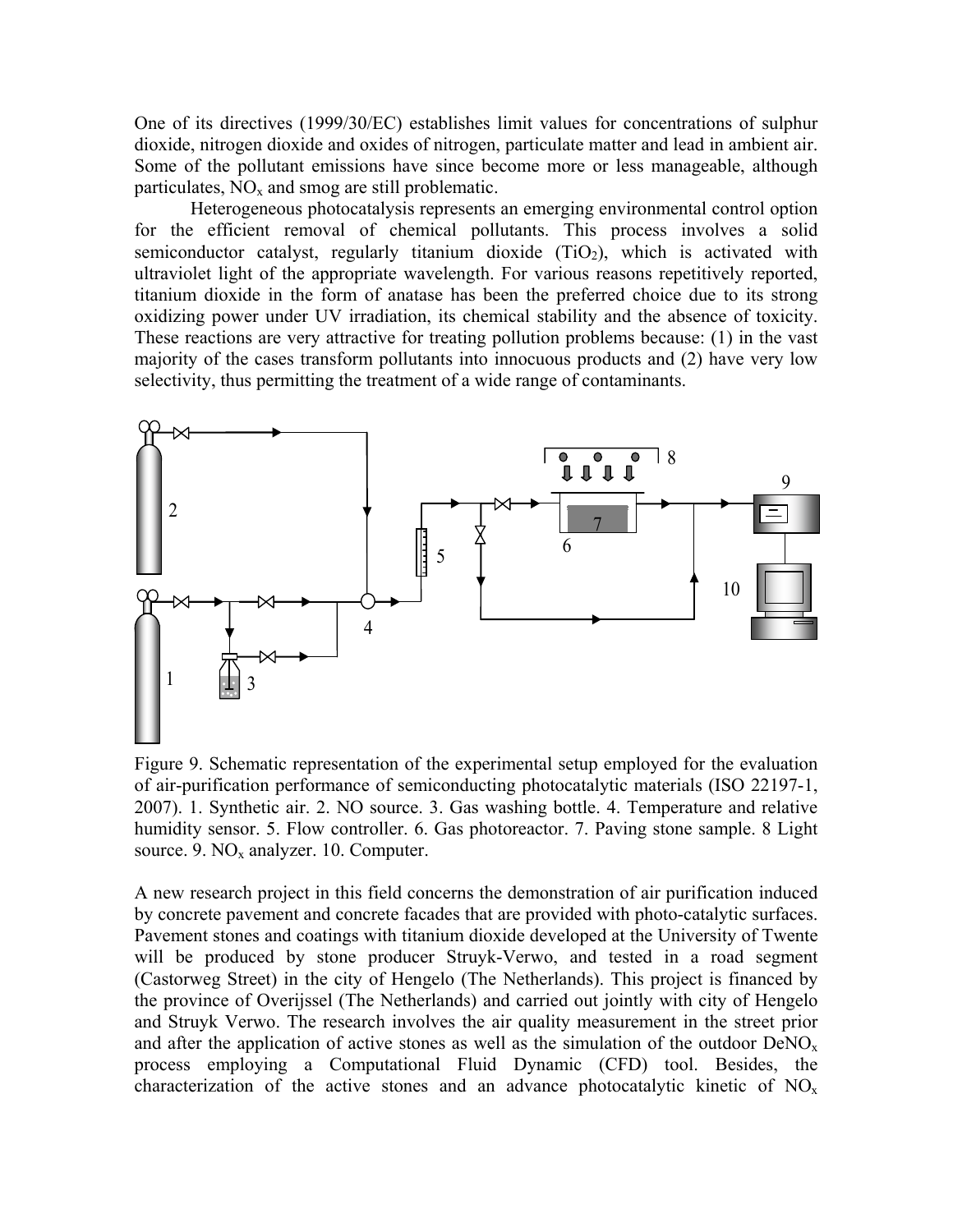One of its directives (1999/30/EC) establishes limit values for concentrations of sulphur dioxide, nitrogen dioxide and oxides of nitrogen, particulate matter and lead in ambient air. Some of the pollutant emissions have since become more or less manageable, although particulates, $NO_x$ and smog are still problematic.

Heterogeneous photocatalysis represents an emerging environmental control option for the efficient removal of chemical pollutants. This process involves a solid semiconductor catalyst, regularly titanium dioxide ($TiO_2$), which is activated with ultraviolet light of the appropriate wavelength. For various reasons repetitively reported, titanium dioxide in the form of anatase has been the preferred choice due to its strong oxidizing power under UV irradiation, its chemical stability and the absence of toxicity. These reactions are very attractive for treating pollution problems because: (1) in the vast majority of the cases transform pollutants into innocuous products and (2) have very low selectivity, thus permitting the treatment of a wide range of contaminants.

Figure 9. Schematic representation of the experimental setup employed for the evaluation of air-purification performance of semiconducting photocatalytic materials (ISO 22197-1, 2007). 1. Synthetic air. 2. NO source. 3. Gas washing bottle. 4. Temperature and relative humidity sensor. 5. Flow controller. 6. Gas photoreactor. 7. Paving stone sample. 8 Light source. 9. $NO_x$ analyzer. 10. Computer.

A new research project in this field concerns the demonstration of air purification induced by concrete pavement and concrete facades that are provided with photo-catalytic surfaces. Pavement stones and coatings with titanium dioxide developed at the University of Twente will be produced by stone producer Struyk-Verwo, and tested in a road segment (Castorweg Street) in the city of Hengelo (The Netherlands). This project is financed by the province of Overijssel (The Netherlands) and carried out jointly with city of Hengelo and Struyk Verwo. The research involves the air quality measurement in the street prior and after the application of active stones as well as the simulation of the outdoor $DeNO_x$ process employing a Computational Fluid Dynamic (CFD) tool. Besides, the characterization of the active stones and an advance photocatalytic kinetic of $NO_x$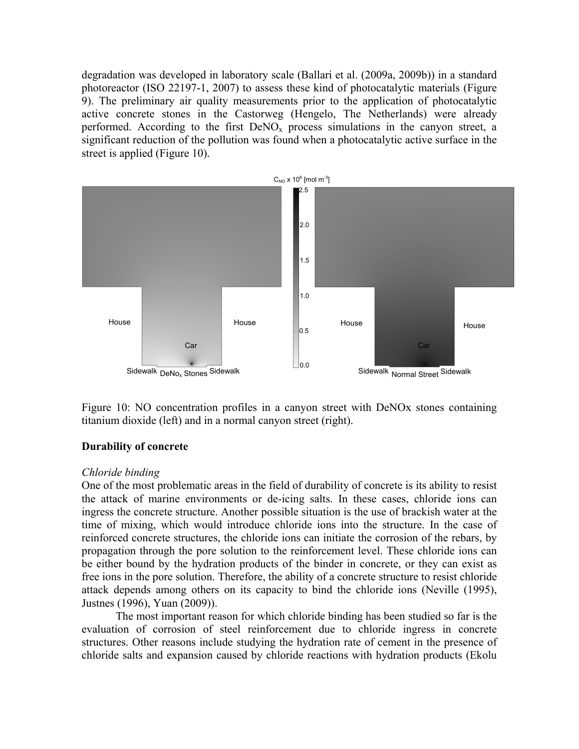degradation was developed in laboratory scale (Ballari et al. (2009a, 2009b)) in a standard photoreactor (ISO 22197-1, 2007) to assess these kind of photocatalytic materials (Figure 9). The preliminary air quality measurements prior to the application of photocatalytic active concrete stones in the Castorweg (Hengelo, The Netherlands) were already performed. According to the first $DeNO_x$ process simulations in the canyon street, a significant reduction of the pollution was found when a photocatalytic active surface in the street is applied (Figure 10).

Figure 10: NO concentration profiles in a canyon street with DeNOx stones containing titanium dioxide (left) and in a normal canyon street (right).

## Durability of concrete

### *Chloride binding*

One of the most problematic areas in the field of durability of concrete is its ability to resist the attack of marine environments or de-icing salts. In these cases, chloride ions can ingress the concrete structure. Another possible situation is the use of brackish water at the time of mixing, which would introduce chloride ions into the structure. In the case of reinforced concrete structures, the chloride ions can initiate the corrosion of the rebars, by propagation through the pore solution to the reinforcement level. These chloride ions can be either bound by the hydration products of the binder in concrete, or they can exist as free ions in the pore solution. Therefore, the ability of a concrete structure to resist chloride attack depends among others on its capacity to bind the chloride ions (Neville (1995), Justnes (1996), Yuan (2009)).

The most important reason for which chloride binding has been studied so far is the evaluation of corrosion of steel reinforcement due to chloride ingress in concrete structures. Other reasons include studying the hydration rate of cement in the presence of chloride salts and expansion caused by chloride reactions with hydration products (Ekolu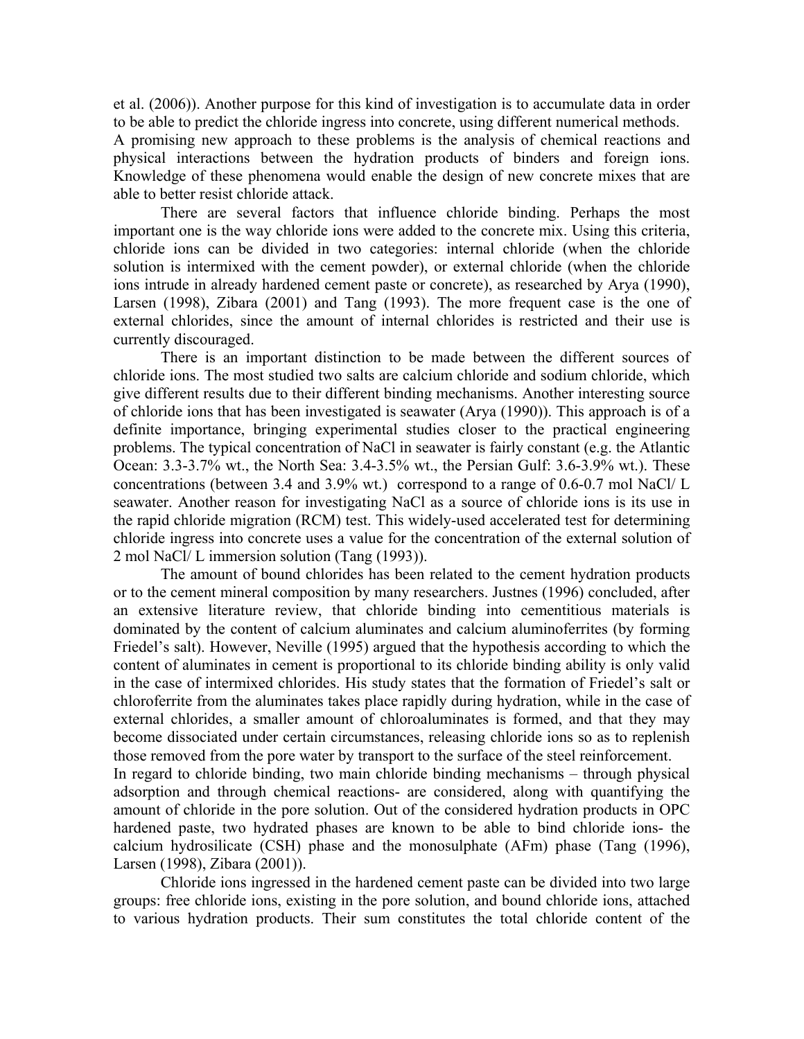et al. (2006)). Another purpose for this kind of investigation is to accumulate data in order to be able to predict the chloride ingress into concrete, using different numerical methods. A promising new approach to these problems is the analysis of chemical reactions and physical interactions between the hydration products of binders and foreign ions. Knowledge of these phenomena would enable the design of new concrete mixes that are able to better resist chloride attack.

There are several factors that influence chloride binding. Perhaps the most important one is the way chloride ions were added to the concrete mix. Using this criteria, chloride ions can be divided in two categories: internal chloride (when the chloride solution is intermixed with the cement powder), or external chloride (when the chloride ions intrude in already hardened cement paste or concrete), as researched by Arya (1990), Larsen (1998), Zibara (2001) and Tang (1993). The more frequent case is the one of external chlorides, since the amount of internal chlorides is restricted and their use is currently discouraged.

There is an important distinction to be made between the different sources of chloride ions. The most studied two salts are calcium chloride and sodium chloride, which give different results due to their different binding mechanisms. Another interesting source of chloride ions that has been investigated is seawater (Arya (1990)). This approach is of a definite importance, bringing experimental studies closer to the practical engineering problems. The typical concentration of NaCl in seawater is fairly constant (e.g. the Atlantic Ocean: 3.3-3.7% wt., the North Sea: 3.4-3.5% wt., the Persian Gulf: 3.6-3.9% wt.). These concentrations (between 3.4 and 3.9% wt.) correspond to a range of 0.6-0.7 mol NaCl/ L seawater. Another reason for investigating NaCl as a source of chloride ions is its use in the rapid chloride migration (RCM) test. This widely-used accelerated test for determining chloride ingress into concrete uses a value for the concentration of the external solution of 2 mol NaCl/ L immersion solution (Tang (1993)).

The amount of bound chlorides has been related to the cement hydration products or to the cement mineral composition by many researchers. Justnes (1996) concluded, after an extensive literature review, that chloride binding into cementitious materials is dominated by the content of calcium aluminates and calcium aluminoferrites (by forming Friedel's salt). However, Neville (1995) argued that the hypothesis according to which the content of aluminates in cement is proportional to its chloride binding ability is only valid in the case of intermixed chlorides. His study states that the formation of Friedel's salt or chloroferrite from the aluminates takes place rapidly during hydration, while in the case of external chlorides, a smaller amount of chloroaluminates is formed, and that they may become dissociated under certain circumstances, releasing chloride ions so as to replenish those removed from the pore water by transport to the surface of the steel reinforcement.

In regard to chloride binding, two main chloride binding mechanisms – through physical adsorption and through chemical reactions- are considered, along with quantifying the amount of chloride in the pore solution. Out of the considered hydration products in OPC hardened paste, two hydrated phases are known to be able to bind chloride ions- the calcium hydrosilicate (CSH) phase and the monosulphate (AFm) phase (Tang (1996), Larsen (1998), Zibara (2001)).

Chloride ions ingressed in the hardened cement paste can be divided into two large groups: free chloride ions, existing in the pore solution, and bound chloride ions, attached to various hydration products. Their sum constitutes the total chloride content of the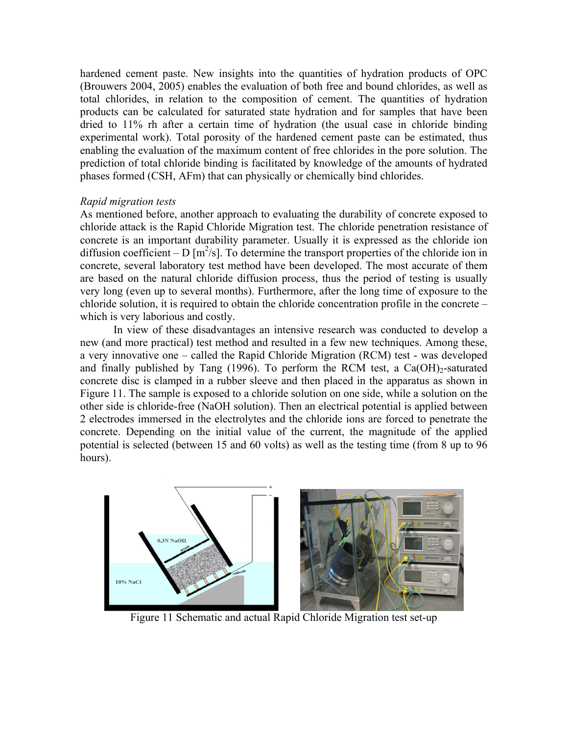hardened cement paste. New insights into the quantities of hydration products of OPC (Brouwers 2004, 2005) enables the evaluation of both free and bound chlorides, as well as total chlorides, in relation to the composition of cement. The quantities of hydration products can be calculated for saturated state hydration and for samples that have been dried to 11% rh after a certain time of hydration (the usual case in chloride binding experimental work). Total porosity of the hardened cement paste can be estimated, thus enabling the evaluation of the maximum content of free chlorides in the pore solution. The prediction of total chloride binding is facilitated by knowledge of the amounts of hydrated phases formed (CSH, AFm) that can physically or chemically bind chlorides.

*Rapid migration tests*

As mentioned before, another approach to evaluating the durability of concrete exposed to chloride attack is the Rapid Chloride Migration test. The chloride penetration resistance of concrete is an important durability parameter. Usually it is expressed as the chloride ion diffusion coefficient – D [$m^2/s$]. To determine the transport properties of the chloride ion in concrete, several laboratory test method have been developed. The most accurate of them are based on the natural chloride diffusion process, thus the period of testing is usually very long (even up to several months). Furthermore, after the long time of exposure to the chloride solution, it is required to obtain the chloride concentration profile in the concrete – which is very laborious and costly.

In view of these disadvantages an intensive research was conducted to develop a new (and more practical) test method and resulted in a few new techniques. Among these, a very innovative one – called the Rapid Chloride Migration (RCM) test - was developed and finally published by Tang (1996). To perform the RCM test, a $Ca(OH)_2$-saturated concrete disc is clamped in a rubber sleeve and then placed in the apparatus as shown in Figure 11. The sample is exposed to a chloride solution on one side, while a solution on the other side is chloride-free (NaOH solution). Then an electrical potential is applied between 2 electrodes immersed in the electrolytes and the chloride ions are forced to penetrate the concrete. Depending on the initial value of the current, the magnitude of the applied potential is selected (between 15 and 60 volts) as well as the testing time (from 8 up to 96 hours).

Figure 11 Schematic and actual Rapid Chloride Migration test set-up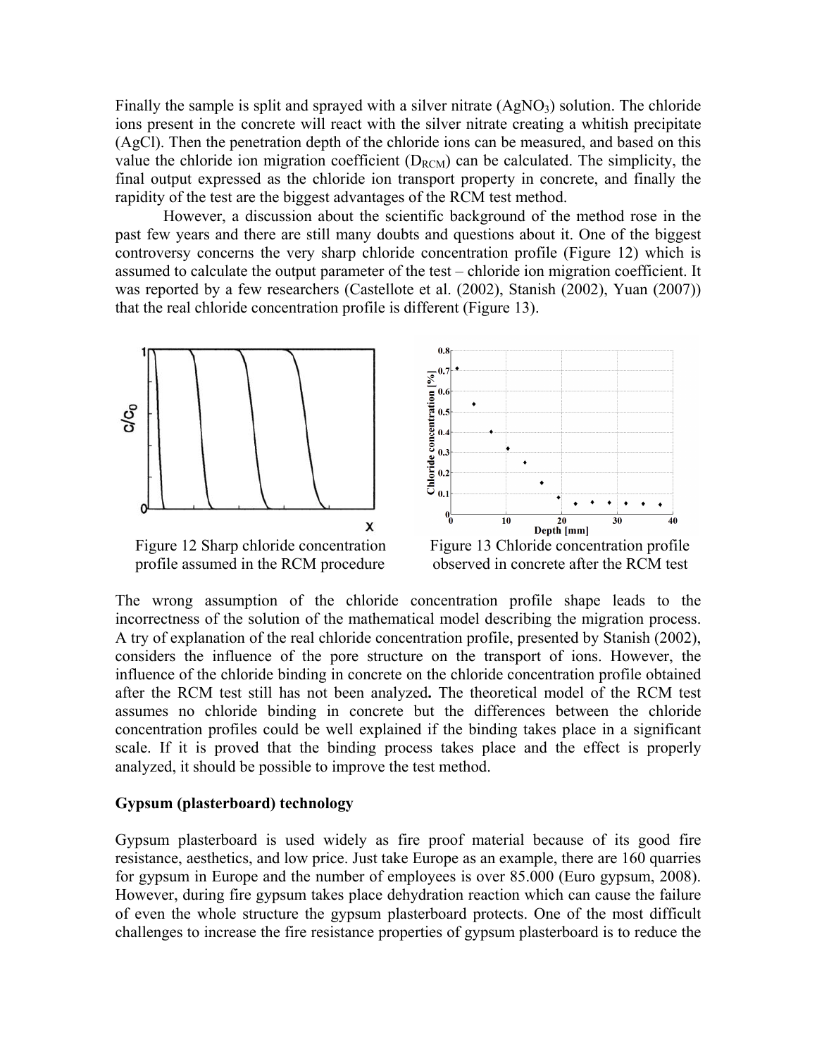Finally the sample is split and sprayed with a silver nitrate ($AgNO_3$) solution. The chloride ions present in the concrete will react with the silver nitrate creating a whitish precipitate ($AgCl$). Then the penetration depth of the chloride ions can be measured, and based on this value the chloride ion migration coefficient ($D_{RCM}$) can be calculated. The simplicity, the final output expressed as the chloride ion transport property in concrete, and finally the rapidity of the test are the biggest advantages of the RCM test method.

However, a discussion about the scientific background of the method rose in the past few years and there are still many doubts and questions about it. One of the biggest controversy concerns the very sharp chloride concentration profile (Figure 12) which is assumed to calculate the output parameter of the test – chloride ion migration coefficient. It was reported by a few researchers (Castellote et al. (2002), Stanish (2002), Yuan (2007)) that the real chloride concentration profile is different (Figure 13).

Figure 12 Sharp chloride concentration profile assumed in the RCM procedure

Figure 13 Chloride concentration profile observed in concrete after the RCM test

The wrong assumption of the chloride concentration profile shape leads to the incorrectness of the solution of the mathematical model describing the migration process. A try of explanation of the real chloride concentration profile, presented by Stanish (2002), considers the influence of the pore structure on the transport of ions. However, the influence of the chloride binding in concrete on the chloride concentration profile obtained after the RCM test still has not been analyzed**.** The theoretical model of the RCM test assumes no chloride binding in concrete but the differences between the chloride concentration profiles could be well explained if the binding takes place in a significant scale. If it is proved that the binding process takes place and the effect is properly analyzed, it should be possible to improve the test method.

**Gypsum (plasterboard) technology**

Gypsum plasterboard is used widely as fire proof material because of its good fire resistance, aesthetics, and low price. Just take Europe as an example, there are 160 quarries for gypsum in Europe and the number of employees is over 85.000 (Euro gypsum, 2008). However, during fire gypsum takes place dehydration reaction which can cause the failure of even the whole structure the gypsum plasterboard protects. One of the most difficult challenges to increase the fire resistance properties of gypsum plasterboard is to reduce the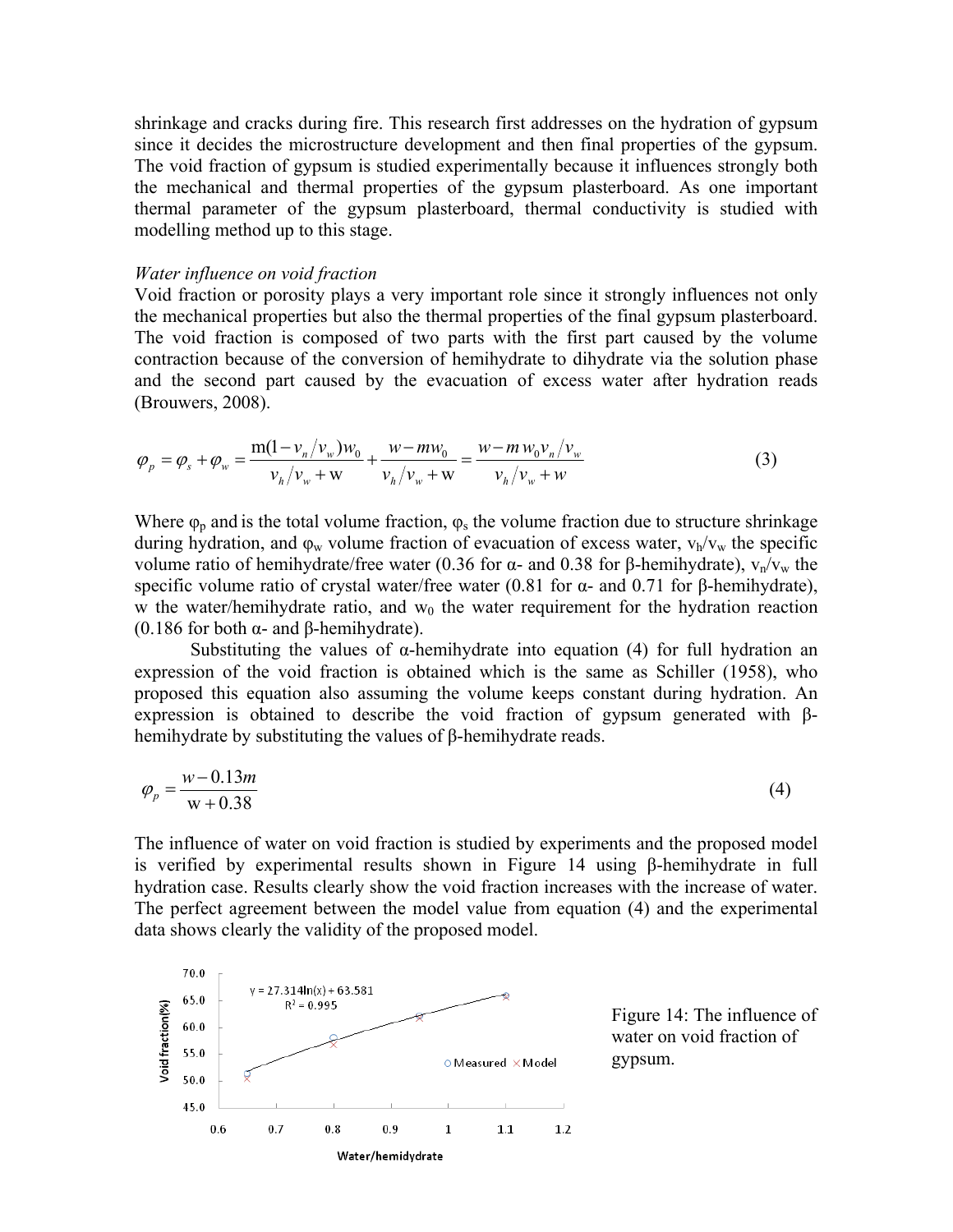shrinkage and cracks during fire. This research first addresses on the hydration of gypsum since it decides the microstructure development and then final properties of the gypsum. The void fraction of gypsum is studied experimentally because it influences strongly both the mechanical and thermal properties of the gypsum plasterboard. As one important thermal parameter of the gypsum plasterboard, thermal conductivity is studied with modelling method up to this stage.

*Water influence on void fraction*

Void fraction or porosity plays a very important role since it strongly influences not only the mechanical properties but also the thermal properties of the final gypsum plasterboard. The void fraction is composed of two parts with the first part caused by the volume contraction because of the conversion of hemihydrate to dihydrate via the solution phase and the second part caused by the evacuation of excess water after hydration reads (Brouwers, 2008).

$$\varphi_p = \varphi_s + \varphi_w = \frac{\mathrm{m}(1 - v_n/v_w)w_0}{v_h/v_w + \mathrm{w}} + \frac{w - mw_0}{v_h/v_w + \mathrm{w}} = \frac{w - m\,w_0 v_n/v_w}{v_h/v_w + w} \tag{3}$$

Where $\varphi_p$ and is the total volume fraction, $\varphi_s$ the volume fraction due to structure shrinkage during hydration, and $\varphi_w$ volume fraction of evacuation of excess water, $v_h/v_w$ the specific volume ratio of hemihydrate/free water (0.36 for α- and 0.38 for β-hemihydrate), $v_n/v_w$ the specific volume ratio of crystal water/free water (0.81 for α- and 0.71 for β-hemihydrate), w the water/hemihydrate ratio, and $w_0$ the water requirement for the hydration reaction (0.186 for both α- and β-hemihydrate).

Substituting the values of α-hemihydrate into equation (4) for full hydration an expression of the void fraction is obtained which is the same as Schiller (1958), who proposed this equation also assuming the volume keeps constant during hydration. An expression is obtained to describe the void fraction of gypsum generated with β-hemihydrate by substituting the values of β-hemihydrate reads.

$$\varphi_p = \frac{w - 0.13m}{\mathrm{w} + 0.38} \tag{4}$$

The influence of water on void fraction is studied by experiments and the proposed model is verified by experimental results shown in Figure 14 using β-hemihydrate in full hydration case. Results clearly show the void fraction increases with the increase of water. The perfect agreement between the model value from equation (4) and the experimental data shows clearly the validity of the proposed model.

Figure 14: The influence of water on void fraction of gypsum.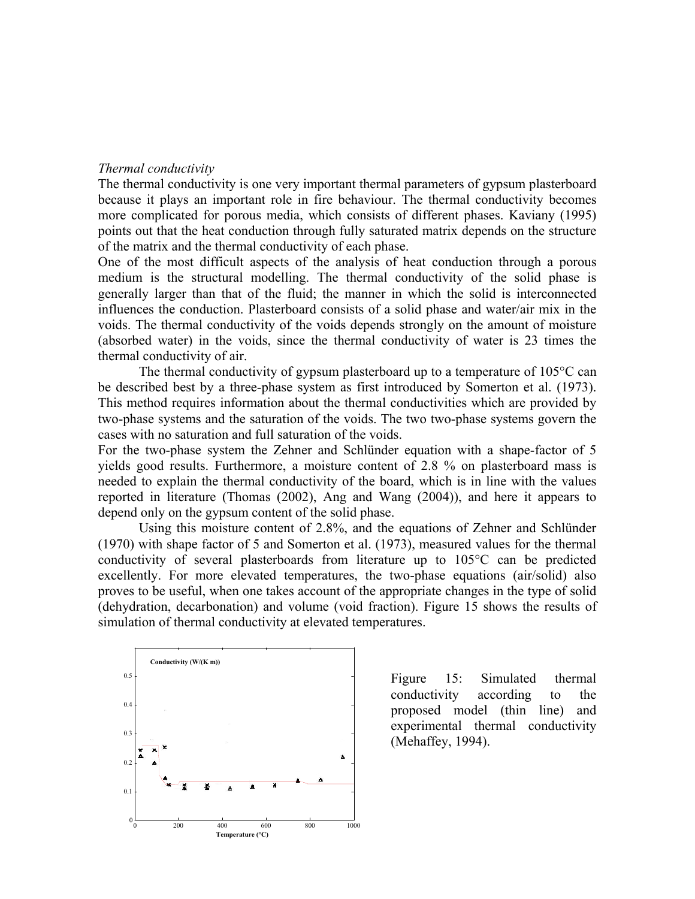*Thermal conductivity*

The thermal conductivity is one very important thermal parameters of gypsum plasterboard because it plays an important role in fire behaviour. The thermal conductivity becomes more complicated for porous media, which consists of different phases. Kaviany (1995) points out that the heat conduction through fully saturated matrix depends on the structure of the matrix and the thermal conductivity of each phase.

One of the most difficult aspects of the analysis of heat conduction through a porous medium is the structural modelling. The thermal conductivity of the solid phase is generally larger than that of the fluid; the manner in which the solid is interconnected influences the conduction. Plasterboard consists of a solid phase and water/air mix in the voids. The thermal conductivity of the voids depends strongly on the amount of moisture (absorbed water) in the voids, since the thermal conductivity of water is 23 times the thermal conductivity of air.

The thermal conductivity of gypsum plasterboard up to a temperature of 105°C can be described best by a three-phase system as first introduced by Somerton et al. (1973). This method requires information about the thermal conductivities which are provided by two-phase systems and the saturation of the voids. The two two-phase systems govern the cases with no saturation and full saturation of the voids.

For the two-phase system the Zehner and Schlünder equation with a shape-factor of 5 yields good results. Furthermore, a moisture content of 2.8 % on plasterboard mass is needed to explain the thermal conductivity of the board, which is in line with the values reported in literature (Thomas (2002), Ang and Wang (2004)), and here it appears to depend only on the gypsum content of the solid phase.

Using this moisture content of 2.8%, and the equations of Zehner and Schlünder (1970) with shape factor of 5 and Somerton et al. (1973), measured values for the thermal conductivity of several plasterboards from literature up to 105°C can be predicted excellently. For more elevated temperatures, the two-phase equations (air/solid) also proves to be useful, when one takes account of the appropriate changes in the type of solid (dehydration, decarbonation) and volume (void fraction). Figure 15 shows the results of simulation of thermal conductivity at elevated temperatures.

Figure 15: Simulated thermal conductivity according to the proposed model (thin line) and experimental thermal conductivity (Mehaffey, 1994).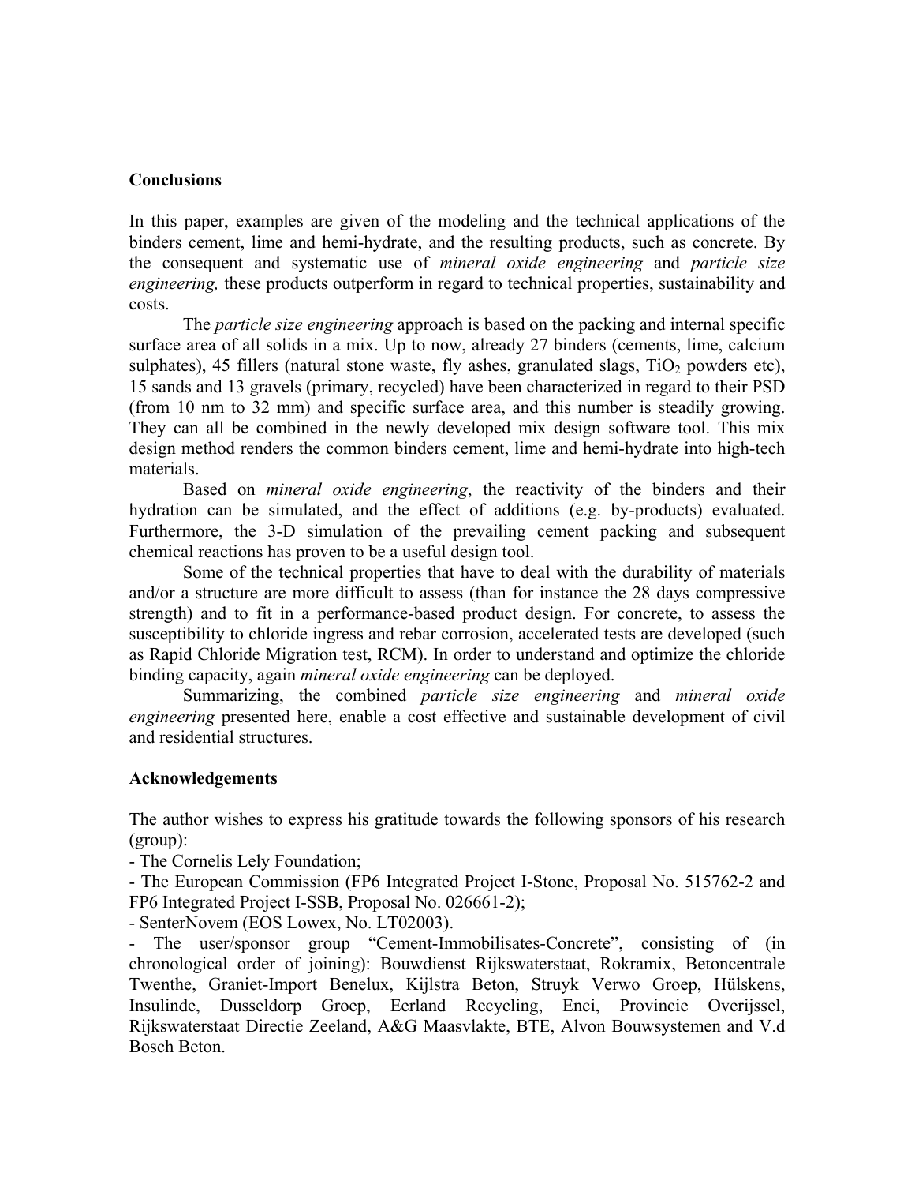## Conclusions

In this paper, examples are given of the modeling and the technical applications of the binders cement, lime and hemi-hydrate, and the resulting products, such as concrete. By the consequent and systematic use of *mineral oxide engineering* and *particle size engineering,* these products outperform in regard to technical properties, sustainability and costs.

The *particle size engineering* approach is based on the packing and internal specific surface area of all solids in a mix. Up to now, already 27 binders (cements, lime, calcium sulphates), 45 fillers (natural stone waste, fly ashes, granulated slags, $TiO_2$ powders etc), 15 sands and 13 gravels (primary, recycled) have been characterized in regard to their PSD (from 10 nm to 32 mm) and specific surface area, and this number is steadily growing. They can all be combined in the newly developed mix design software tool. This mix design method renders the common binders cement, lime and hemi-hydrate into high-tech materials.

Based on *mineral oxide engineering*, the reactivity of the binders and their hydration can be simulated, and the effect of additions (e.g. by-products) evaluated. Furthermore, the 3-D simulation of the prevailing cement packing and subsequent chemical reactions has proven to be a useful design tool.

Some of the technical properties that have to deal with the durability of materials and/or a structure are more difficult to assess (than for instance the 28 days compressive strength) and to fit in a performance-based product design. For concrete, to assess the susceptibility to chloride ingress and rebar corrosion, accelerated tests are developed (such as Rapid Chloride Migration test, RCM). In order to understand and optimize the chloride binding capacity, again *mineral oxide engineering* can be deployed.

Summarizing, the combined *particle size engineering* and *mineral oxide engineering* presented here, enable a cost effective and sustainable development of civil and residential structures.

## Acknowledgements

The author wishes to express his gratitude towards the following sponsors of his research (group):

- The Cornelis Lely Foundation;
- The European Commission (FP6 Integrated Project I-Stone, Proposal No. 515762-2 and FP6 Integrated Project I-SSB, Proposal No. 026661-2);
- SenterNovem (EOS Lowex, No. LT02003).
- The user/sponsor group "Cement-Immobilisates-Concrete", consisting of (in chronological order of joining): Bouwdienst Rijkswaterstaat, Rokramix, Betoncentrale Twenthe, Graniet-Import Benelux, Kijlstra Beton, Struyk Verwo Groep, Hülskens, Insulinde, Dusseldorp Groep, Eerland Recycling, Enci, Provincie Overijssel, Rijkswaterstaat Directie Zeeland, A&G Maasvlakte, BTE, Alvon Bouwsystemen and V.d Bosch Beton.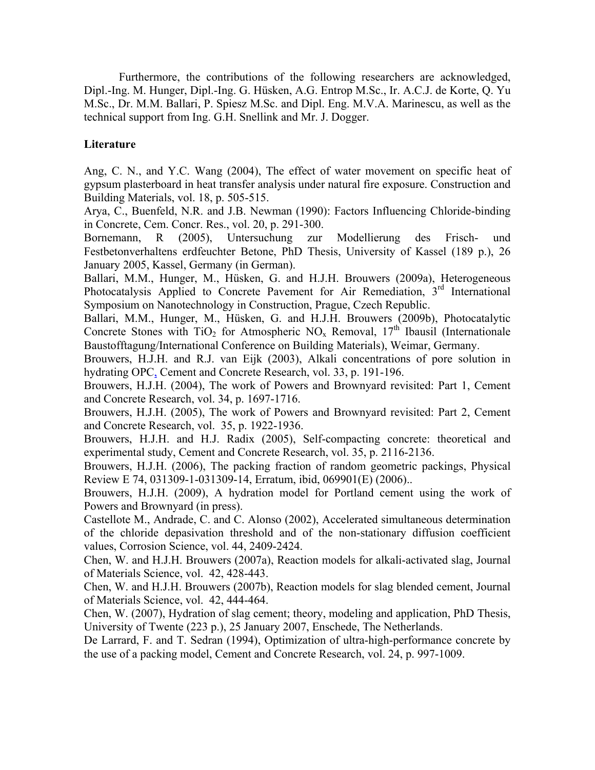Furthermore, the contributions of the following researchers are acknowledged, Dipl.-Ing. M. Hunger, Dipl.-Ing. G. Hüsken, A.G. Entrop M.Sc., Ir. A.C.J. de Korte, Q. Yu M.Sc., Dr. M.M. Ballari, P. Spiesz M.Sc. and Dipl. Eng. M.V.A. Marinescu, as well as the technical support from Ing. G.H. Snellink and Mr. J. Dogger.

## Literature

Ang, C. N., and Y.C. Wang (2004), The effect of water movement on specific heat of gypsum plasterboard in heat transfer analysis under natural fire exposure. Construction and Building Materials, vol. 18, p. 505-515.

Arya, C., Buenfeld, N.R. and J.B. Newman (1990): Factors Influencing Chloride-binding in Concrete, Cem. Concr. Res., vol. 20, p. 291-300.

Bornemann, R (2005), Untersuchung zur Modellierung des Frisch- und Festbetonverhaltens erdfeuchter Betone, PhD Thesis, University of Kassel (189 p.), 26 January 2005, Kassel, Germany (in German).

Ballari, M.M., Hunger, M., Hüsken, G. and H.J.H. Brouwers (2009a), Heterogeneous Photocatalysis Applied to Concrete Pavement for Air Remediation, 3rd International Symposium on Nanotechnology in Construction, Prague, Czech Republic.

Ballari, M.M., Hunger, M., Hüsken, G. and H.J.H. Brouwers (2009b), Photocatalytic Concrete Stones with $TiO_2$ for Atmospheric $NO_x$ Removal, 17th Ibausil (Internationale Baustofftagung/International Conference on Building Materials), Weimar, Germany.

Brouwers, H.J.H. and R.J. van Eijk (2003), Alkali concentrations of pore solution in hydrating OPC, Cement and Concrete Research, vol. 33, p. 191-196.

Brouwers, H.J.H. (2004), The work of Powers and Brownyard revisited: Part 1, Cement and Concrete Research, vol. 34, p. 1697-1716.

Brouwers, H.J.H. (2005), The work of Powers and Brownyard revisited: Part 2, Cement and Concrete Research, vol. 35, p. 1922-1936.

Brouwers, H.J.H. and H.J. Radix (2005), Self-compacting concrete: theoretical and experimental study, Cement and Concrete Research, vol. 35, p. 2116-2136.

Brouwers, H.J.H. (2006), The packing fraction of random geometric packings, Physical Review E 74, 031309-1-031309-14, Erratum, ibid, 069901(E) (2006)..

Brouwers, H.J.H. (2009), A hydration model for Portland cement using the work of Powers and Brownyard (in press).

Castellote M., Andrade, C. and C. Alonso (2002), Accelerated simultaneous determination of the chloride depasivation threshold and of the non-stationary diffusion coefficient values, Corrosion Science, vol. 44, 2409-2424.

Chen, W. and H.J.H. Brouwers (2007a), Reaction models for alkali-activated slag, Journal of Materials Science, vol. 42, 428-443.

Chen, W. and H.J.H. Brouwers (2007b), Reaction models for slag blended cement, Journal of Materials Science, vol. 42, 444-464.

Chen, W. (2007), Hydration of slag cement; theory, modeling and application, PhD Thesis, University of Twente (223 p.), 25 January 2007, Enschede, The Netherlands.

De Larrard, F. and T. Sedran (1994), Optimization of ultra-high-performance concrete by the use of a packing model, Cement and Concrete Research, vol. 24, p. 997-1009.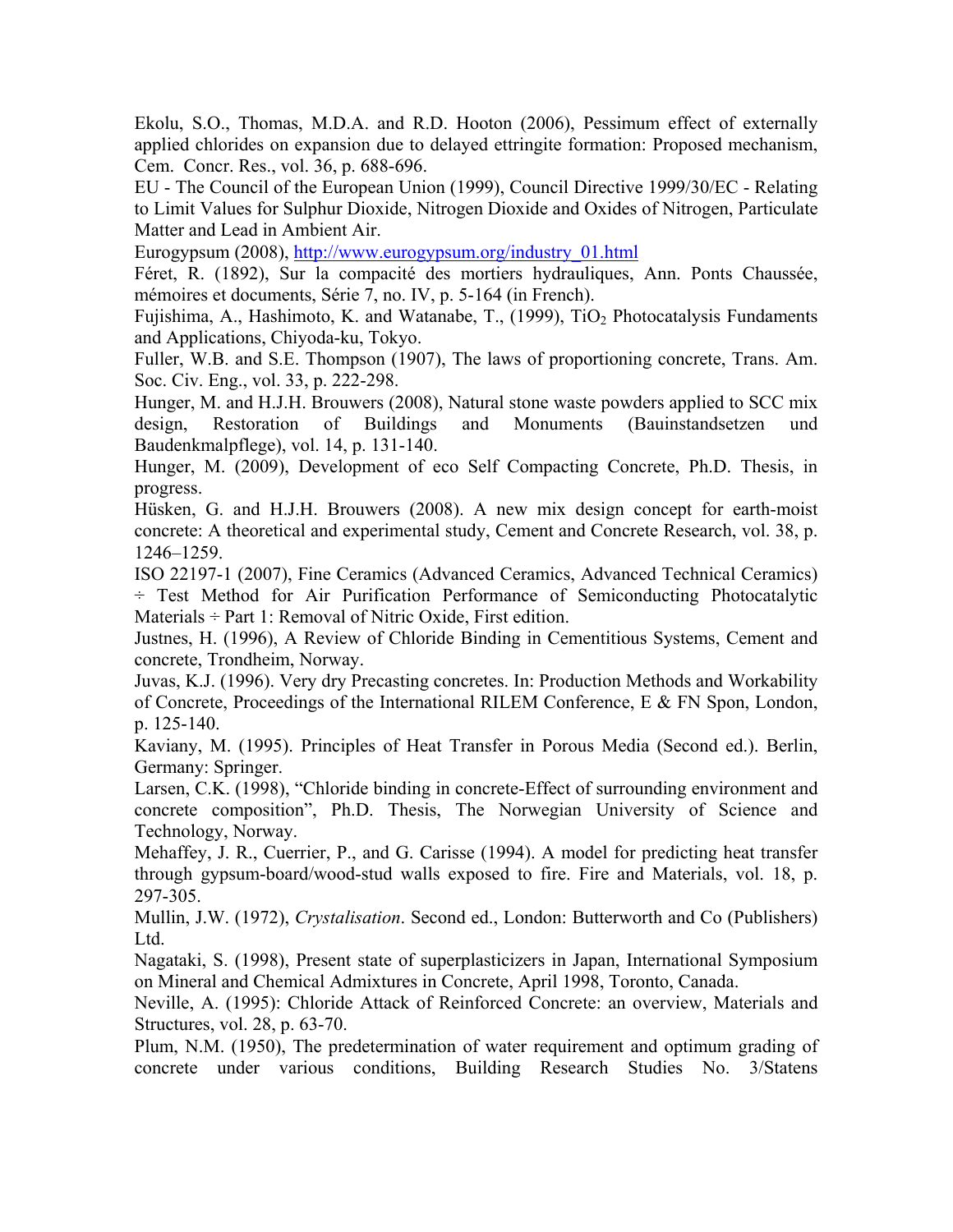Ekolu, S.O., Thomas, M.D.A. and R.D. Hooton (2006), Pessimum effect of externally applied chlorides on expansion due to delayed ettringite formation: Proposed mechanism, Cem. Concr. Res., vol. 36, p. 688-696.

EU - The Council of the European Union (1999), Council Directive 1999/30/EC - Relating to Limit Values for Sulphur Dioxide, Nitrogen Dioxide and Oxides of Nitrogen, Particulate Matter and Lead in Ambient Air.

Eurogypsum (2008), http://www.eurogypsum.org/industry_01.html

Féret, R. (1892), Sur la compacité des mortiers hydrauliques, Ann. Ponts Chaussée, mémoires et documents, Série 7, no. IV, p. 5-164 (in French).

Fujishima, A., Hashimoto, K. and Watanabe, T., (1999), $TiO_2$ Photocatalysis Fundaments and Applications, Chiyoda-ku, Tokyo.

Fuller, W.B. and S.E. Thompson (1907), The laws of proportioning concrete, Trans. Am. Soc. Civ. Eng., vol. 33, p. 222-298.

Hunger, M. and H.J.H. Brouwers (2008), Natural stone waste powders applied to SCC mix design, Restoration of Buildings and Monuments (Bauinstandsetzen und Baudenkmalpflege), vol. 14, p. 131-140.

Hunger, M. (2009), Development of eco Self Compacting Concrete, Ph.D. Thesis, in progress.

Hüsken, G. and H.J.H. Brouwers (2008). A new mix design concept for earth-moist concrete: A theoretical and experimental study, Cement and Concrete Research, vol. 38, p. 1246–1259.

ISO 22197-1 (2007), Fine Ceramics (Advanced Ceramics, Advanced Technical Ceramics) ÷ Test Method for Air Purification Performance of Semiconducting Photocatalytic Materials ÷ Part 1: Removal of Nitric Oxide, First edition.

Justnes, H. (1996), A Review of Chloride Binding in Cementitious Systems, Cement and concrete, Trondheim, Norway.

Juvas, K.J. (1996). Very dry Precasting concretes. In: Production Methods and Workability of Concrete, Proceedings of the International RILEM Conference, E & FN Spon, London, p. 125-140.

Kaviany, M. (1995). Principles of Heat Transfer in Porous Media (Second ed.). Berlin, Germany: Springer.

Larsen, C.K. (1998), "Chloride binding in concrete-Effect of surrounding environment and concrete composition", Ph.D. Thesis, The Norwegian University of Science and Technology, Norway.

Mehaffey, J. R., Cuerrier, P., and G. Carisse (1994). A model for predicting heat transfer through gypsum-board/wood-stud walls exposed to fire. Fire and Materials, vol. 18, p. 297-305.

Mullin, J.W. (1972), *Crystalisation*. Second ed., London: Butterworth and Co (Publishers) Ltd.

Nagataki, S. (1998), Present state of superplasticizers in Japan, International Symposium on Mineral and Chemical Admixtures in Concrete, April 1998, Toronto, Canada.

Neville, A. (1995): Chloride Attack of Reinforced Concrete: an overview, Materials and Structures, vol. 28, p. 63-70.

Plum, N.M. (1950), The predetermination of water requirement and optimum grading of concrete under various conditions, Building Research Studies No. 3/Statens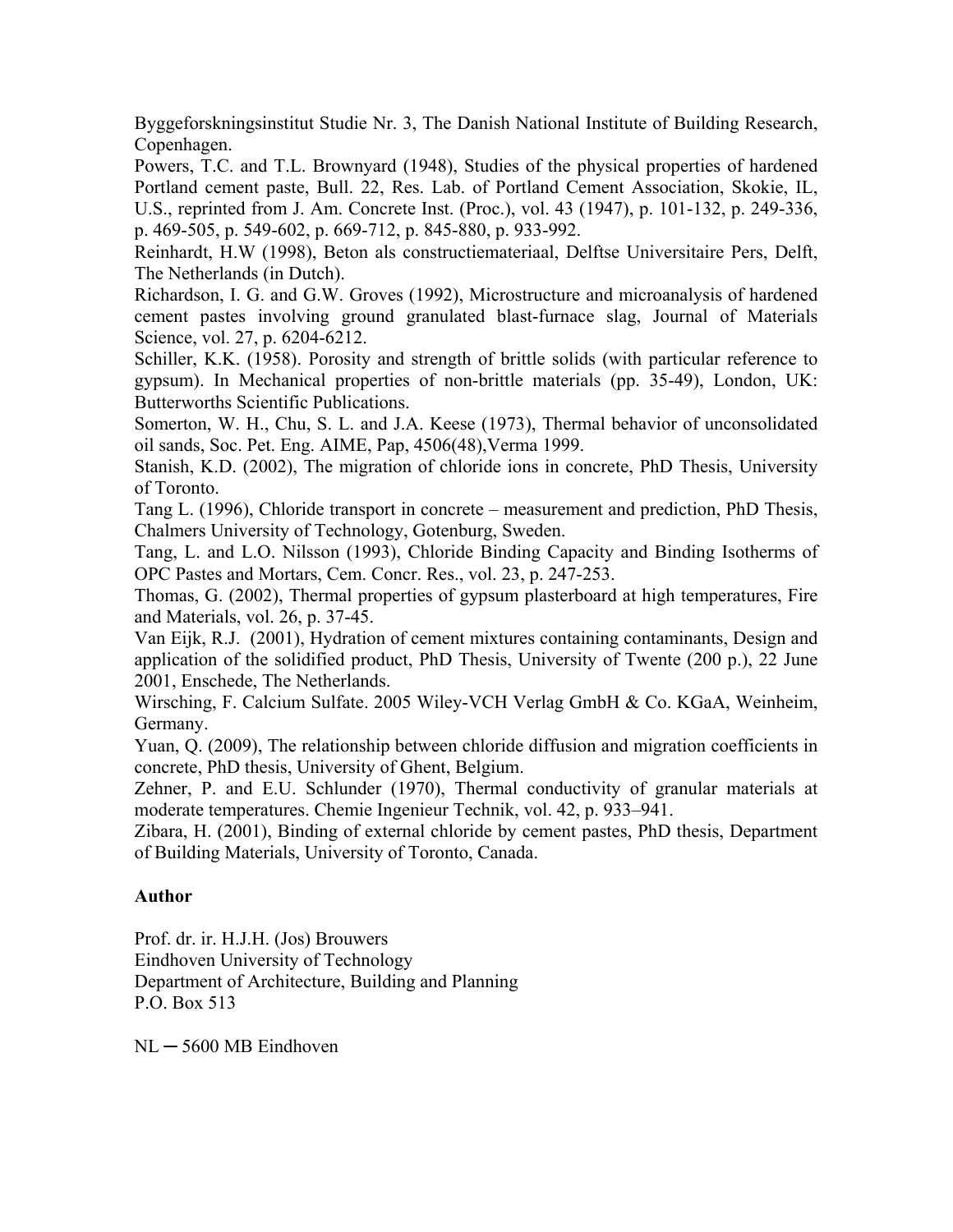Byggeforskningsinstitut Studie Nr. 3, The Danish National Institute of Building Research, Copenhagen.

Powers, T.C. and T.L. Brownyard (1948), Studies of the physical properties of hardened Portland cement paste, Bull. 22, Res. Lab. of Portland Cement Association, Skokie, IL, U.S., reprinted from J. Am. Concrete Inst. (Proc.), vol. 43 (1947), p. 101-132, p. 249-336, p. 469-505, p. 549-602, p. 669-712, p. 845-880, p. 933-992.

Reinhardt, H.W (1998), Beton als constructiemateriaal, Delftse Universitaire Pers, Delft, The Netherlands (in Dutch).

Richardson, I. G. and G.W. Groves (1992), Microstructure and microanalysis of hardened cement pastes involving ground granulated blast-furnace slag, Journal of Materials Science, vol. 27, p. 6204-6212.

Schiller, K.K. (1958). Porosity and strength of brittle solids (with particular reference to gypsum). In Mechanical properties of non-brittle materials (pp. 35-49), London, UK: Butterworths Scientific Publications.

Somerton, W. H., Chu, S. L. and J.A. Keese (1973), Thermal behavior of unconsolidated oil sands, Soc. Pet. Eng. AIME, Pap, 4506(48),Verma 1999.

Stanish, K.D. (2002), The migration of chloride ions in concrete, PhD Thesis, University of Toronto.

Tang L. (1996), Chloride transport in concrete – measurement and prediction, PhD Thesis, Chalmers University of Technology, Gotenburg, Sweden.

Tang, L. and L.O. Nilsson (1993), Chloride Binding Capacity and Binding Isotherms of OPC Pastes and Mortars, Cem. Concr. Res., vol. 23, p. 247-253.

Thomas, G. (2002), Thermal properties of gypsum plasterboard at high temperatures, Fire and Materials, vol. 26, p. 37-45.

Van Eijk, R.J. (2001), Hydration of cement mixtures containing contaminants, Design and application of the solidified product, PhD Thesis, University of Twente (200 p.), 22 June 2001, Enschede, The Netherlands.

Wirsching, F. Calcium Sulfate. 2005 Wiley-VCH Verlag GmbH & Co. KGaA, Weinheim, Germany.

Yuan, Q. (2009), The relationship between chloride diffusion and migration coefficients in concrete, PhD thesis, University of Ghent, Belgium.

Zehner, P. and E.U. Schlunder (1970), Thermal conductivity of granular materials at moderate temperatures. Chemie Ingenieur Technik, vol. 42, p. 933–941.

Zibara, H. (2001), Binding of external chloride by cement pastes, PhD thesis, Department of Building Materials, University of Toronto, Canada.

**Author**

Prof. dr. ir. H.J.H. (Jos) Brouwers
Eindhoven University of Technology
Department of Architecture, Building and Planning
P.O. Box 513

NL ─ 5600 MB Eindhoven